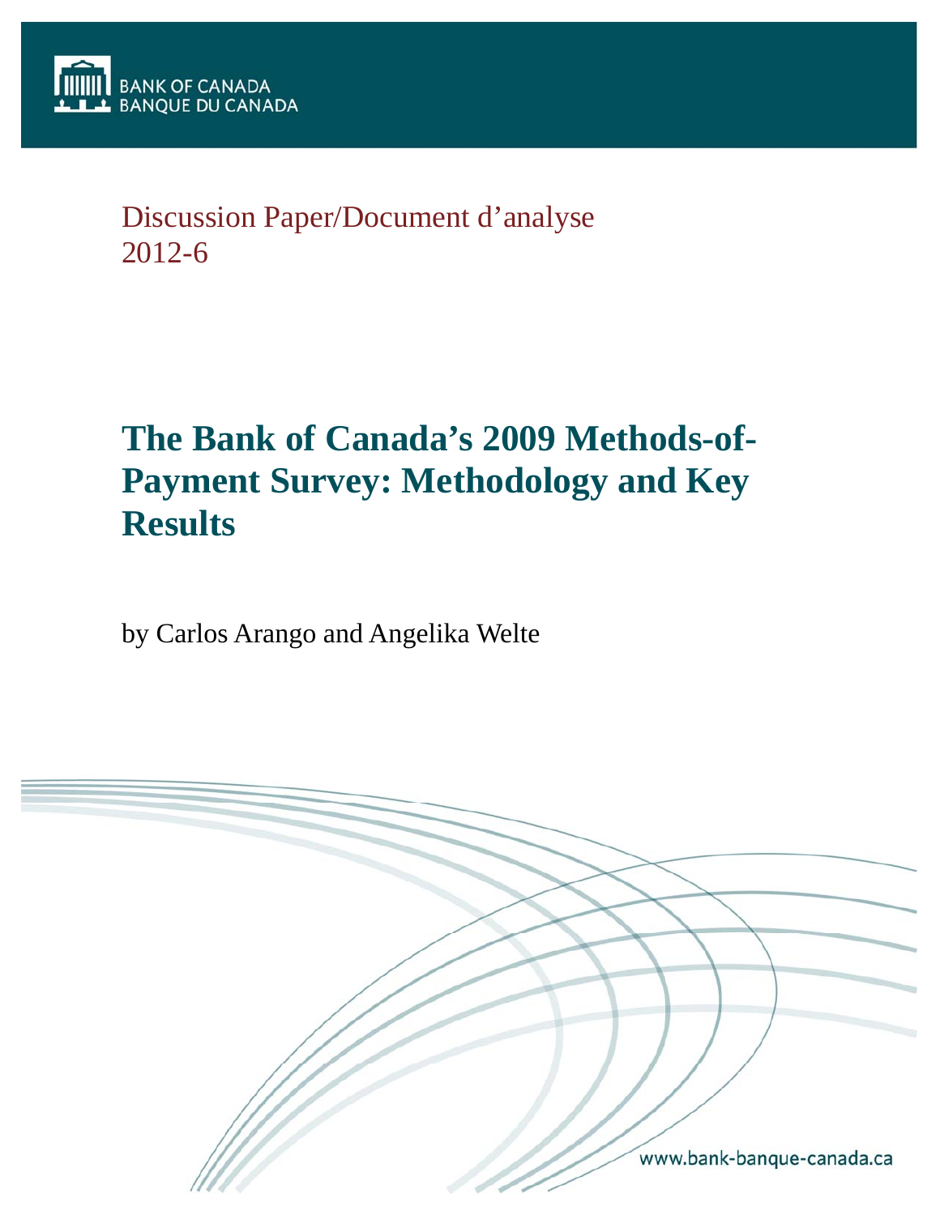BANK OF CANADA
BANQUE DU CANADA

Discussion Paper/Document d'analyse
2012-6

# The Bank of Canada's 2009 Methods-of-Payment Survey: Methodology and Key Results

by Carlos Arango and Angelika Welte

www.bank-banque-canada.ca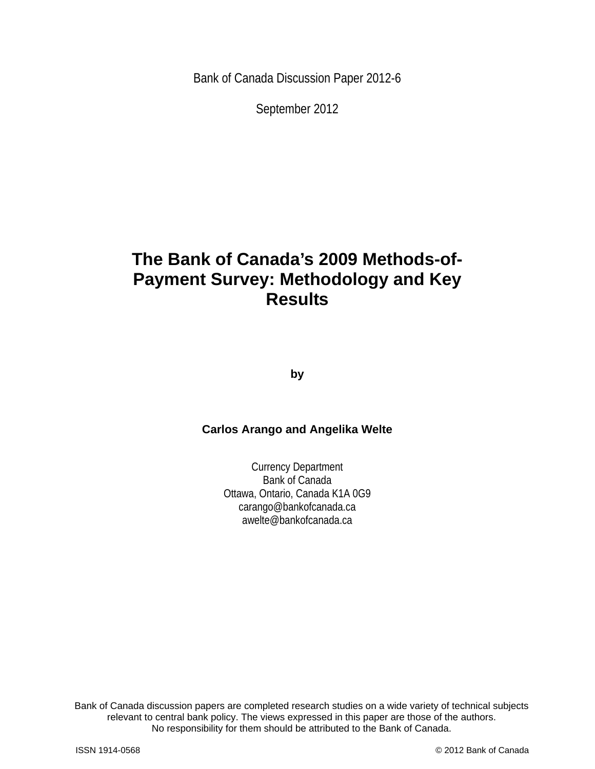Bank of Canada Discussion Paper 2012-6

September 2012

# The Bank of Canada's 2009 Methods-of-Payment Survey: Methodology and Key Results

by

**Carlos Arango and Angelika Welte**

Currency Department
Bank of Canada
Ottawa, Ontario, Canada K1A 0G9
carango@bankofcanada.ca
awelte@bankofcanada.ca

Bank of Canada discussion papers are completed research studies on a wide variety of technical subjects relevant to central bank policy. The views expressed in this paper are those of the authors.
No responsibility for them should be attributed to the Bank of Canada.

ISSN 1914-0568 © 2012 Bank of Canada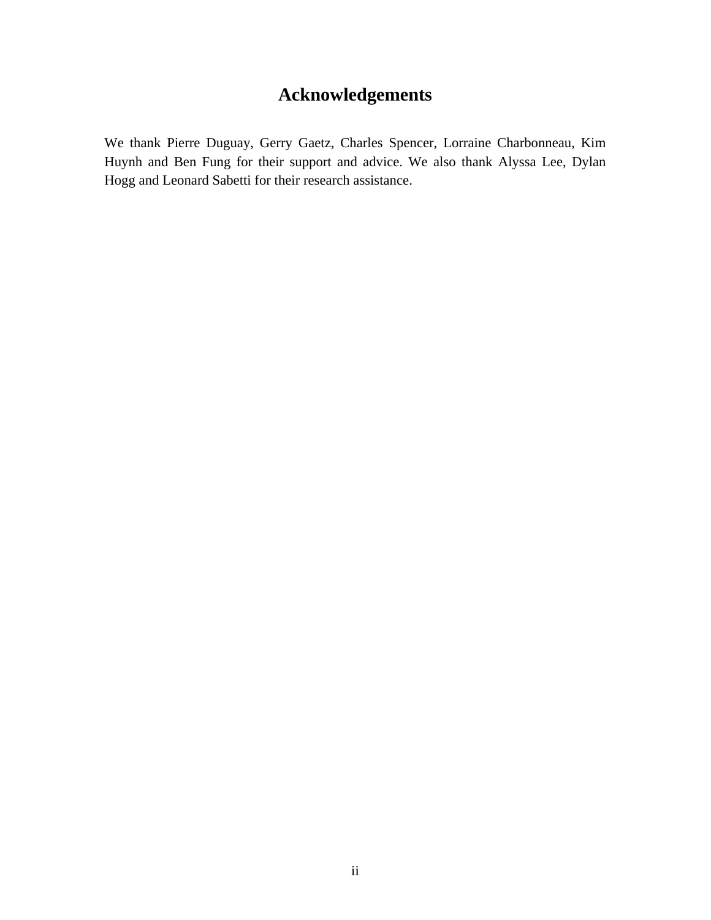# Acknowledgements

We thank Pierre Duguay, Gerry Gaetz, Charles Spencer, Lorraine Charbonneau, Kim Huynh and Ben Fung for their support and advice. We also thank Alyssa Lee, Dylan Hogg and Leonard Sabetti for their research assistance.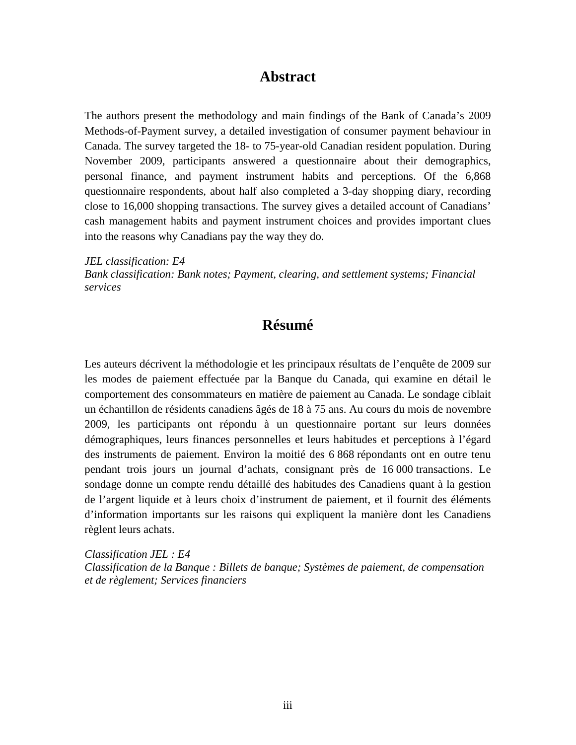# Abstract

The authors present the methodology and main findings of the Bank of Canada's 2009 Methods-of-Payment survey, a detailed investigation of consumer payment behaviour in Canada. The survey targeted the 18- to 75-year-old Canadian resident population. During November 2009, participants answered a questionnaire about their demographics, personal finance, and payment instrument habits and perceptions. Of the 6,868 questionnaire respondents, about half also completed a 3-day shopping diary, recording close to 16,000 shopping transactions. The survey gives a detailed account of Canadians' cash management habits and payment instrument choices and provides important clues into the reasons why Canadians pay the way they do.

*JEL classification: E4*
*Bank classification: Bank notes; Payment, clearing, and settlement systems; Financial services*

# Résumé

Les auteurs décrivent la méthodologie et les principaux résultats de l'enquête de 2009 sur les modes de paiement effectuée par la Banque du Canada, qui examine en détail le comportement des consommateurs en matière de paiement au Canada. Le sondage ciblait un échantillon de résidents canadiens âgés de 18 à 75 ans. Au cours du mois de novembre 2009, les participants ont répondu à un questionnaire portant sur leurs données démographiques, leurs finances personnelles et leurs habitudes et perceptions à l'égard des instruments de paiement. Environ la moitié des 6 868 répondants ont en outre tenu pendant trois jours un journal d'achats, consignant près de 16 000 transactions. Le sondage donne un compte rendu détaillé des habitudes des Canadiens quant à la gestion de l'argent liquide et à leurs choix d'instrument de paiement, et il fournit des éléments d'information importants sur les raisons qui expliquent la manière dont les Canadiens règlent leurs achats.

*Classification JEL : E4*
*Classification de la Banque : Billets de banque; Systèmes de paiement, de compensation et de règlement; Services financiers*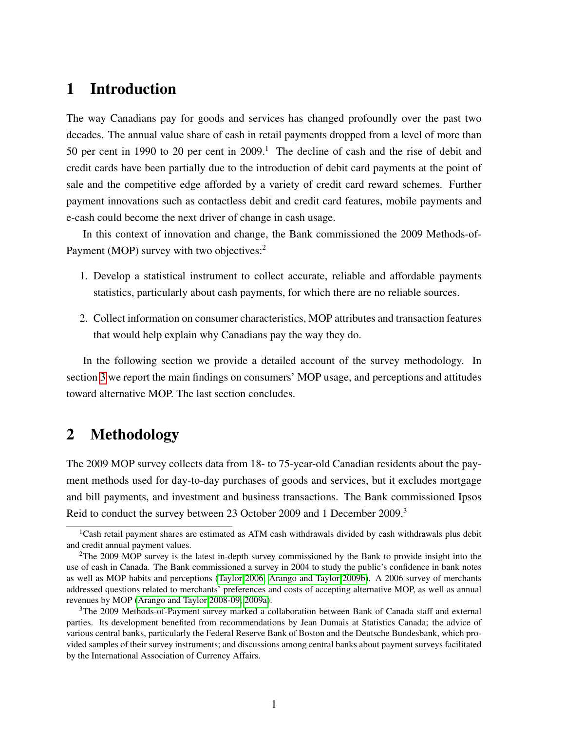# 1 Introduction

The way Canadians pay for goods and services has changed profoundly over the past two decades. The annual value share of cash in retail payments dropped from a level of more than 50 per cent in 1990 to 20 per cent in 2009.[1] The decline of cash and the rise of debit and credit cards have been partially due to the introduction of debit card payments at the point of sale and the competitive edge afforded by a variety of credit card reward schemes. Further payment innovations such as contactless debit and credit card features, mobile payments and e-cash could become the next driver of change in cash usage.

In this context of innovation and change, the Bank commissioned the 2009 Methods-of-Payment (MOP) survey with two objectives:[2]

1. Develop a statistical instrument to collect accurate, reliable and affordable payments statistics, particularly about cash payments, for which there are no reliable sources.
2. Collect information on consumer characteristics, MOP attributes and transaction features that would help explain why Canadians pay the way they do.

In the following section we provide a detailed account of the survey methodology. In section 3 we report the main findings on consumers' MOP usage, and perceptions and attitudes toward alternative MOP. The last section concludes.

# 2 Methodology

The 2009 MOP survey collects data from 18- to 75-year-old Canadian residents about the payment methods used for day-to-day purchases of goods and services, but it excludes mortgage and bill payments, and investment and business transactions. The Bank commissioned Ipsos Reid to conduct the survey between 23 October 2009 and 1 December 2009.[3]

---

[1] Cash retail payment shares are estimated as ATM cash withdrawals divided by cash withdrawals plus debit and credit annual payment values.

[2] The 2009 MOP survey is the latest in-depth survey commissioned by the Bank to provide insight into the use of cash in Canada. The Bank commissioned a survey in 2004 to study the public's confidence in bank notes as well as MOP habits and perceptions (Taylor 2006; Arango and Taylor 2009b). A 2006 survey of merchants addressed questions related to merchants' preferences and costs of accepting alternative MOP, as well as annual revenues by MOP (Arango and Taylor 2008-09, 2009a).

[3] The 2009 Methods-of-Payment survey marked a collaboration between Bank of Canada staff and external parties. Its development benefited from recommendations by Jean Dumais at Statistics Canada; the advice of various central banks, particularly the Federal Reserve Bank of Boston and the Deutsche Bundesbank, which provided samples of their survey instruments; and discussions among central banks about payment surveys facilitated by the International Association of Currency Affairs.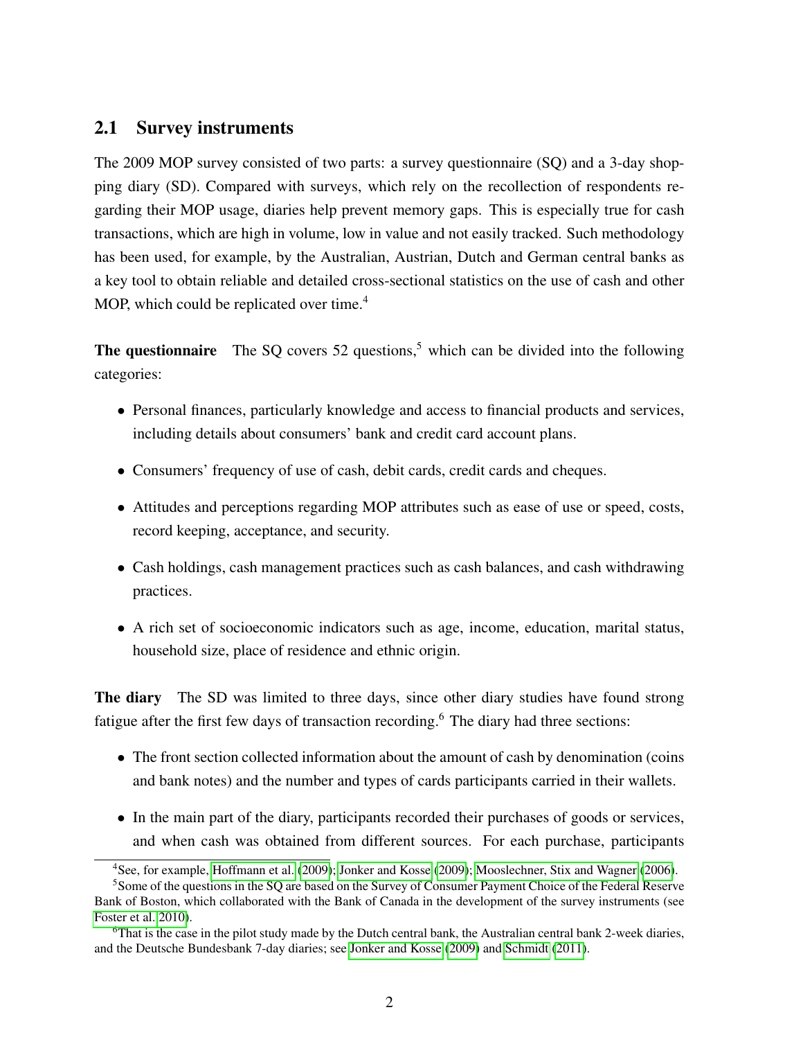## 2.1 Survey instruments

The 2009 MOP survey consisted of two parts: a survey questionnaire (SQ) and a 3-day shopping diary (SD). Compared with surveys, which rely on the recollection of respondents regarding their MOP usage, diaries help prevent memory gaps. This is especially true for cash transactions, which are high in volume, low in value and not easily tracked. Such methodology has been used, for example, by the Australian, Austrian, Dutch and German central banks as a key tool to obtain reliable and detailed cross-sectional statistics on the use of cash and other MOP, which could be replicated over time.[4]

**The questionnaire** The SQ covers 52 questions,[5] which can be divided into the following categories:

- Personal finances, particularly knowledge and access to financial products and services, including details about consumers' bank and credit card account plans.
- Consumers' frequency of use of cash, debit cards, credit cards and cheques.
- Attitudes and perceptions regarding MOP attributes such as ease of use or speed, costs, record keeping, acceptance, and security.
- Cash holdings, cash management practices such as cash balances, and cash withdrawing practices.
- A rich set of socioeconomic indicators such as age, income, education, marital status, household size, place of residence and ethnic origin.

**The diary** The SD was limited to three days, since other diary studies have found strong fatigue after the first few days of transaction recording.[6] The diary had three sections:

- The front section collected information about the amount of cash by denomination (coins and bank notes) and the number and types of cards participants carried in their wallets.
- In the main part of the diary, participants recorded their purchases of goods or services, and when cash was obtained from different sources. For each purchase, participants

---

[4] See, for example, Hoffmann et al. (2009); Jonker and Kosse (2009); Mooslechner, Stix and Wagner (2006).

[5] Some of the questions in the SQ are based on the Survey of Consumer Payment Choice of the Federal Reserve Bank of Boston, which collaborated with the Bank of Canada in the development of the survey instruments (see Foster et al. 2010).

[6] That is the case in the pilot study made by the Dutch central bank, the Australian central bank 2-week diaries, and the Deutsche Bundesbank 7-day diaries; see Jonker and Kosse (2009) and Schmidt (2011).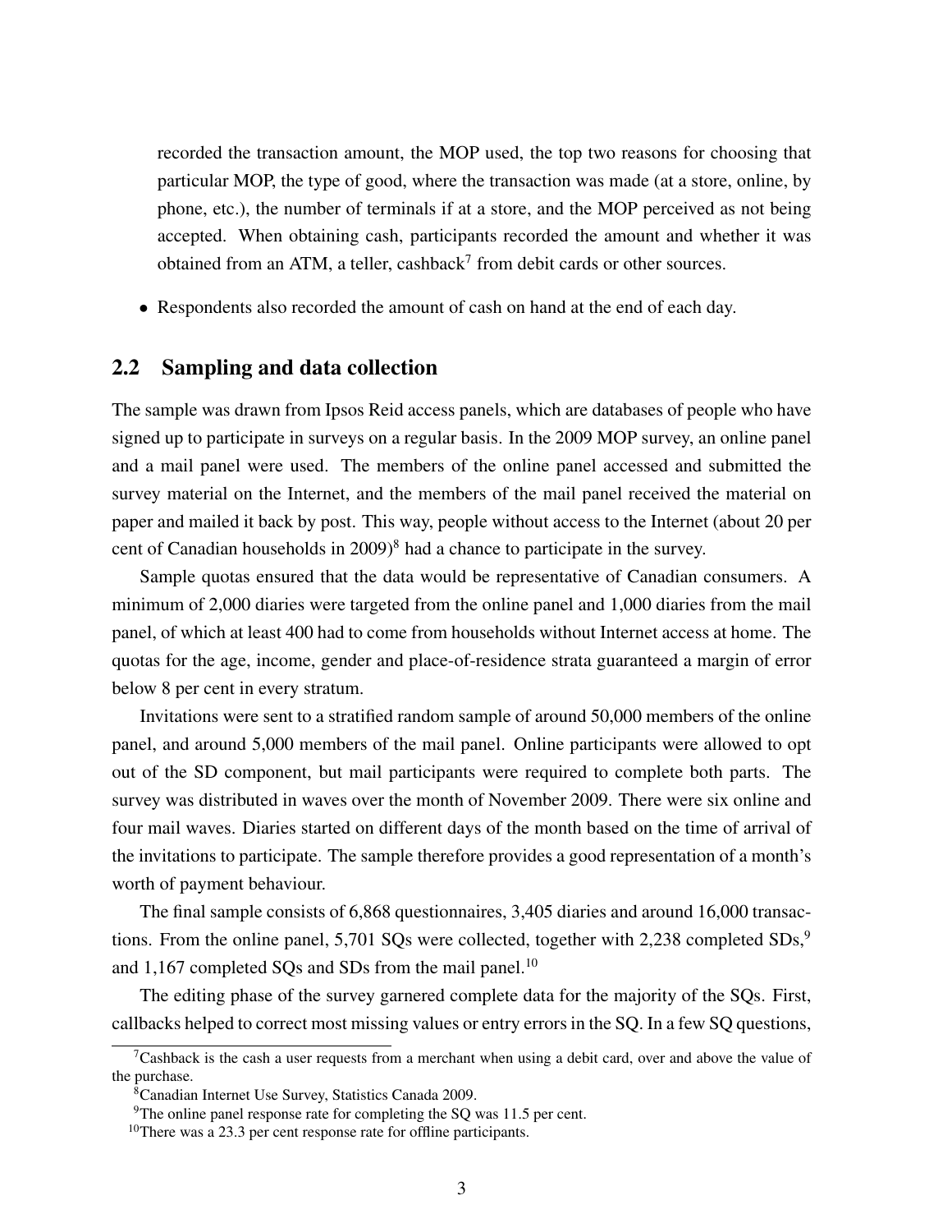recorded the transaction amount, the MOP used, the top two reasons for choosing that particular MOP, the type of good, where the transaction was made (at a store, online, by phone, etc.), the number of terminals if at a store, and the MOP perceived as not being accepted. When obtaining cash, participants recorded the amount and whether it was obtained from an ATM, a teller, cashback[7] from debit cards or other sources.

- Respondents also recorded the amount of cash on hand at the end of each day.

## 2.2 Sampling and data collection

The sample was drawn from Ipsos Reid access panels, which are databases of people who have signed up to participate in surveys on a regular basis. In the 2009 MOP survey, an online panel and a mail panel were used. The members of the online panel accessed and submitted the survey material on the Internet, and the members of the mail panel received the material on paper and mailed it back by post. This way, people without access to the Internet (about 20 per cent of Canadian households in 2009)[8] had a chance to participate in the survey.

Sample quotas ensured that the data would be representative of Canadian consumers. A minimum of 2,000 diaries were targeted from the online panel and 1,000 diaries from the mail panel, of which at least 400 had to come from households without Internet access at home. The quotas for the age, income, gender and place-of-residence strata guaranteed a margin of error below 8 per cent in every stratum.

Invitations were sent to a stratified random sample of around 50,000 members of the online panel, and around 5,000 members of the mail panel. Online participants were allowed to opt out of the SD component, but mail participants were required to complete both parts. The survey was distributed in waves over the month of November 2009. There were six online and four mail waves. Diaries started on different days of the month based on the time of arrival of the invitations to participate. The sample therefore provides a good representation of a month's worth of payment behaviour.

The final sample consists of 6,868 questionnaires, 3,405 diaries and around 16,000 transactions. From the online panel, 5,701 SQs were collected, together with 2,238 completed SDs,[9] and 1,167 completed SQs and SDs from the mail panel.[10]

The editing phase of the survey garnered complete data for the majority of the SQs. First, callbacks helped to correct most missing values or entry errors in the SQ. In a few SQ questions,

[7]Cashback is the cash a user requests from a merchant when using a debit card, over and above the value of the purchase.

[8]Canadian Internet Use Survey, Statistics Canada 2009.

[9]The online panel response rate for completing the SQ was 11.5 per cent.

[10]There was a 23.3 per cent response rate for offline participants.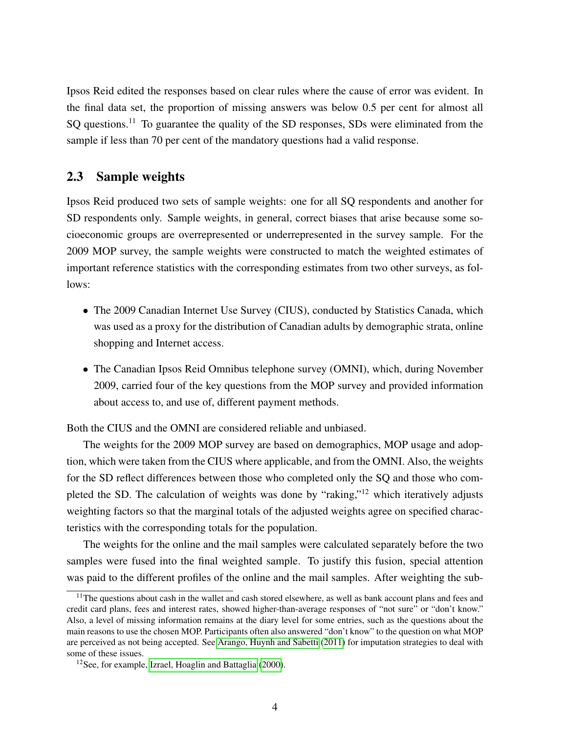Ipsos Reid edited the responses based on clear rules where the cause of error was evident. In the final data set, the proportion of missing answers was below 0.5 per cent for almost all SQ questions.[11] To guarantee the quality of the SD responses, SDs were eliminated from the sample if less than 70 per cent of the mandatory questions had a valid response.

## 2.3 Sample weights

Ipsos Reid produced two sets of sample weights: one for all SQ respondents and another for SD respondents only. Sample weights, in general, correct biases that arise because some socioeconomic groups are overrepresented or underrepresented in the survey sample. For the 2009 MOP survey, the sample weights were constructed to match the weighted estimates of important reference statistics with the corresponding estimates from two other surveys, as follows:

- The 2009 Canadian Internet Use Survey (CIUS), conducted by Statistics Canada, which was used as a proxy for the distribution of Canadian adults by demographic strata, online shopping and Internet access.
- The Canadian Ipsos Reid Omnibus telephone survey (OMNI), which, during November 2009, carried four of the key questions from the MOP survey and provided information about access to, and use of, different payment methods.

Both the CIUS and the OMNI are considered reliable and unbiased.

The weights for the 2009 MOP survey are based on demographics, MOP usage and adoption, which were taken from the CIUS where applicable, and from the OMNI. Also, the weights for the SD reflect differences between those who completed only the SQ and those who completed the SD. The calculation of weights was done by "raking,"[12] which iteratively adjusts weighting factors so that the marginal totals of the adjusted weights agree on specified characteristics with the corresponding totals for the population.

The weights for the online and the mail samples were calculated separately before the two samples were fused into the final weighted sample. To justify this fusion, special attention was paid to the different profiles of the online and the mail samples. After weighting the sub-

[11] The questions about cash in the wallet and cash stored elsewhere, as well as bank account plans and fees and credit card plans, fees and interest rates, showed higher-than-average responses of "not sure" or "don't know." Also, a level of missing information remains at the diary level for some entries, such as the questions about the main reasons to use the chosen MOP. Participants often also answered "don't know" to the question on what MOP are perceived as not being accepted. See Arango, Huynh and Sabetti (2011) for imputation strategies to deal with some of these issues.

[12] See, for example, Izrael, Hoaglin and Battaglia (2000).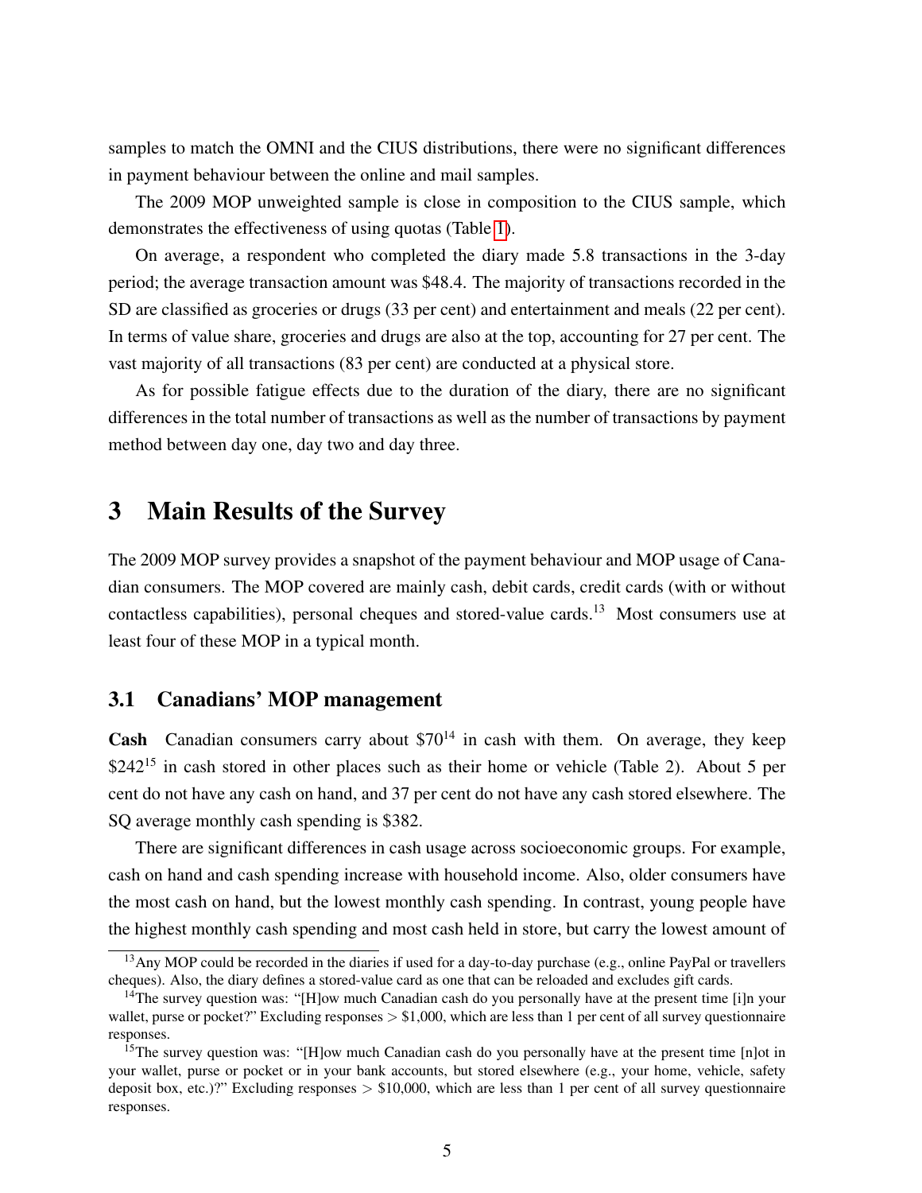samples to match the OMNI and the CIUS distributions, there were no significant differences in payment behaviour between the online and mail samples.

The 2009 MOP unweighted sample is close in composition to the CIUS sample, which demonstrates the effectiveness of using quotas (Table 1).

On average, a respondent who completed the diary made 5.8 transactions in the 3-day period; the average transaction amount was $48.4. The majority of transactions recorded in the SD are classified as groceries or drugs (33 per cent) and entertainment and meals (22 per cent). In terms of value share, groceries and drugs are also at the top, accounting for 27 per cent. The vast majority of all transactions (83 per cent) are conducted at a physical store.

As for possible fatigue effects due to the duration of the diary, there are no significant differences in the total number of transactions as well as the number of transactions by payment method between day one, day two and day three.

# 3 Main Results of the Survey

The 2009 MOP survey provides a snapshot of the payment behaviour and MOP usage of Canadian consumers. The MOP covered are mainly cash, debit cards, credit cards (with or without contactless capabilities), personal cheques and stored-value cards.[13] Most consumers use at least four of these MOP in a typical month.

## 3.1 Canadians' MOP management

**Cash** Canadian consumers carry about $70[14] in cash with them. On average, they keep $242[15] in cash stored in other places such as their home or vehicle (Table 2). About 5 per cent do not have any cash on hand, and 37 per cent do not have any cash stored elsewhere. The SQ average monthly cash spending is $382.

There are significant differences in cash usage across socioeconomic groups. For example, cash on hand and cash spending increase with household income. Also, older consumers have the most cash on hand, but the lowest monthly cash spending. In contrast, young people have the highest monthly cash spending and most cash held in store, but carry the lowest amount of

[13] Any MOP could be recorded in the diaries if used for a day-to-day purchase (e.g., online PayPal or travellers cheques). Also, the diary defines a stored-value card as one that can be reloaded and excludes gift cards.

[14] The survey question was: "[H]ow much Canadian cash do you personally have at the present time [i]n your wallet, purse or pocket?" Excluding responses > $1,000, which are less than 1 per cent of all survey questionnaire responses.

[15] The survey question was: "[H]ow much Canadian cash do you personally have at the present time [n]ot in your wallet, purse or pocket or in your bank accounts, but stored elsewhere (e.g., your home, vehicle, safety deposit box, etc.)?" Excluding responses > $10,000, which are less than 1 per cent of all survey questionnaire responses.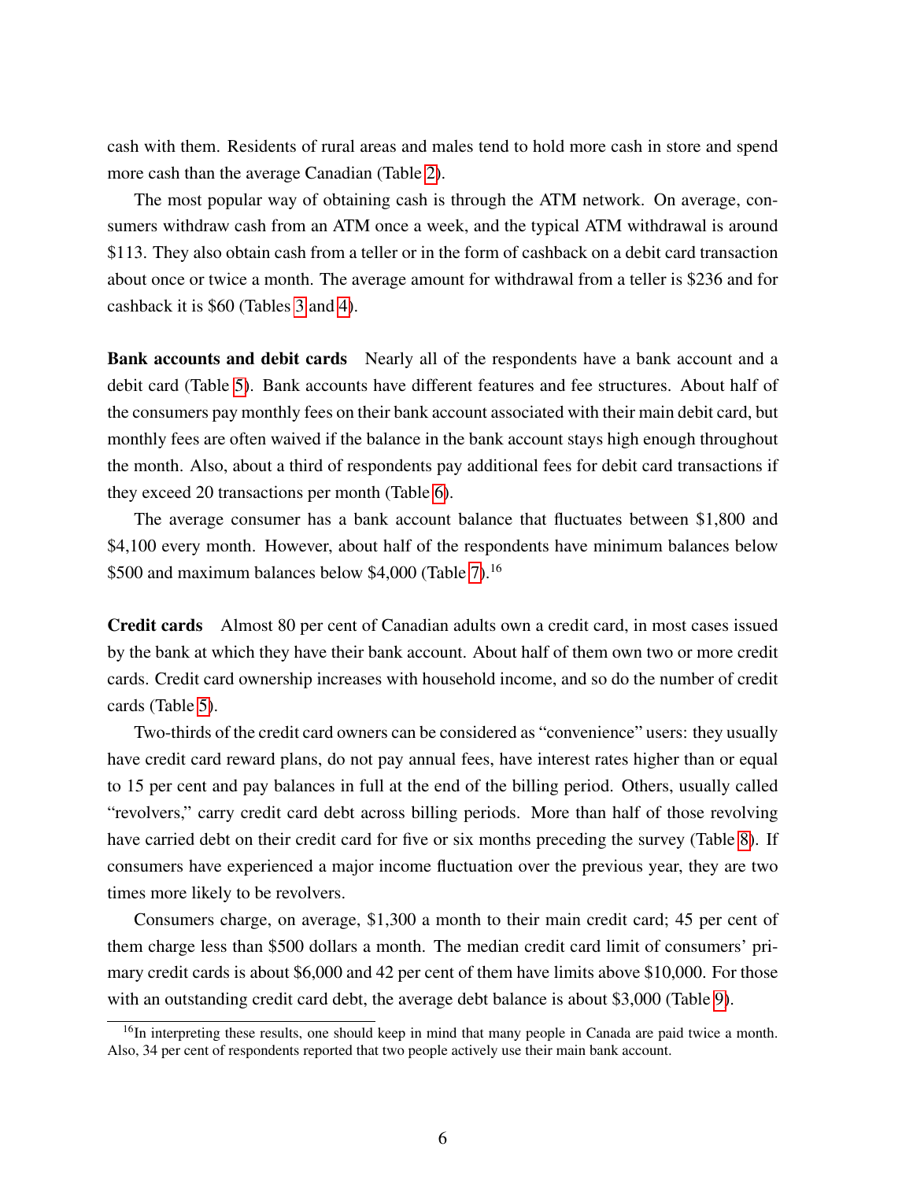cash with them. Residents of rural areas and males tend to hold more cash in store and spend more cash than the average Canadian (Table 2).

The most popular way of obtaining cash is through the ATM network. On average, consumers withdraw cash from an ATM once a week, and the typical ATM withdrawal is around $113. They also obtain cash from a teller or in the form of cashback on a debit card transaction about once or twice a month. The average amount for withdrawal from a teller is $236 and for cashback it is $60 (Tables 3 and 4).

**Bank accounts and debit cards** Nearly all of the respondents have a bank account and a debit card (Table 5). Bank accounts have different features and fee structures. About half of the consumers pay monthly fees on their bank account associated with their main debit card, but monthly fees are often waived if the balance in the bank account stays high enough throughout the month. Also, about a third of respondents pay additional fees for debit card transactions if they exceed 20 transactions per month (Table 6).

The average consumer has a bank account balance that fluctuates between $1,800 and $4,100 every month. However, about half of the respondents have minimum balances below $500 and maximum balances below $4,000 (Table 7).[16]

**Credit cards** Almost 80 per cent of Canadian adults own a credit card, in most cases issued by the bank at which they have their bank account. About half of them own two or more credit cards. Credit card ownership increases with household income, and so do the number of credit cards (Table 5).

Two-thirds of the credit card owners can be considered as "convenience" users: they usually have credit card reward plans, do not pay annual fees, have interest rates higher than or equal to 15 per cent and pay balances in full at the end of the billing period. Others, usually called "revolvers," carry credit card debt across billing periods. More than half of those revolving have carried debt on their credit card for five or six months preceding the survey (Table 8). If consumers have experienced a major income fluctuation over the previous year, they are two times more likely to be revolvers.

Consumers charge, on average, $1,300 a month to their main credit card; 45 per cent of them charge less than $500 dollars a month. The median credit card limit of consumers' primary credit cards is about $6,000 and 42 per cent of them have limits above $10,000. For those with an outstanding credit card debt, the average debt balance is about $3,000 (Table 9).

[16] In interpreting these results, one should keep in mind that many people in Canada are paid twice a month. Also, 34 per cent of respondents reported that two people actively use their main bank account.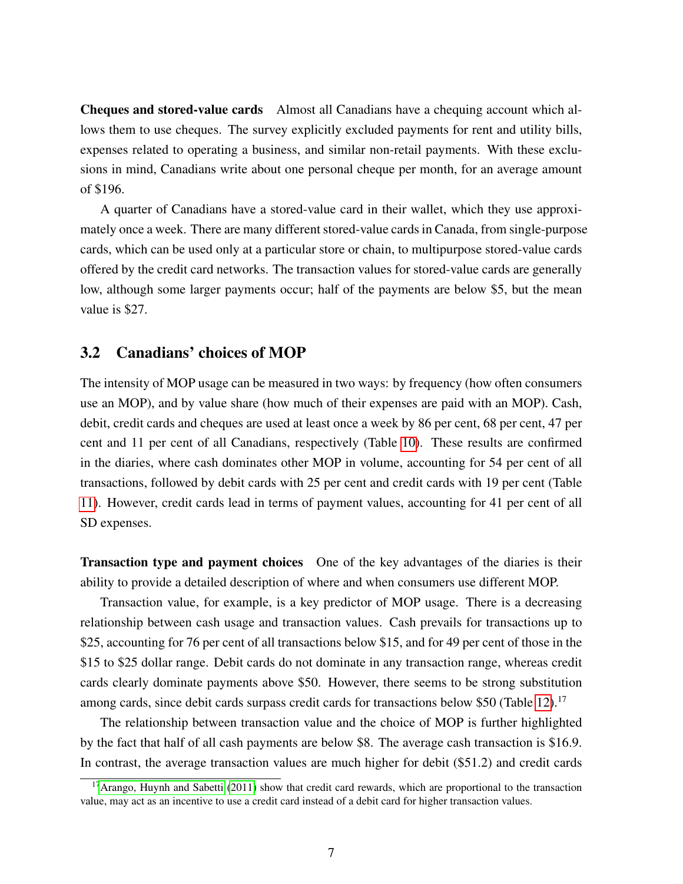**Cheques and stored-value cards** Almost all Canadians have a chequing account which allows them to use cheques. The survey explicitly excluded payments for rent and utility bills, expenses related to operating a business, and similar non-retail payments. With these exclusions in mind, Canadians write about one personal cheque per month, for an average amount of $196.

A quarter of Canadians have a stored-value card in their wallet, which they use approximately once a week. There are many different stored-value cards in Canada, from single-purpose cards, which can be used only at a particular store or chain, to multipurpose stored-value cards offered by the credit card networks. The transaction values for stored-value cards are generally low, although some larger payments occur; half of the payments are below $5, but the mean value is $27.

## 3.2 Canadians' choices of MOP

The intensity of MOP usage can be measured in two ways: by frequency (how often consumers use an MOP), and by value share (how much of their expenses are paid with an MOP). Cash, debit, credit cards and cheques are used at least once a week by 86 per cent, 68 per cent, 47 per cent and 11 per cent of all Canadians, respectively (Table 10). These results are confirmed in the diaries, where cash dominates other MOP in volume, accounting for 54 per cent of all transactions, followed by debit cards with 25 per cent and credit cards with 19 per cent (Table 11). However, credit cards lead in terms of payment values, accounting for 41 per cent of all SD expenses.

**Transaction type and payment choices** One of the key advantages of the diaries is their ability to provide a detailed description of where and when consumers use different MOP.

Transaction value, for example, is a key predictor of MOP usage. There is a decreasing relationship between cash usage and transaction values. Cash prevails for transactions up to $25, accounting for 76 per cent of all transactions below $15, and for 49 per cent of those in the $15 to $25 dollar range. Debit cards do not dominate in any transaction range, whereas credit cards clearly dominate payments above $50. However, there seems to be strong substitution among cards, since debit cards surpass credit cards for transactions below $50 (Table 12).[17]

The relationship between transaction value and the choice of MOP is further highlighted by the fact that half of all cash payments are below $8. The average cash transaction is $16.9. In contrast, the average transaction values are much higher for debit ($51.2) and credit cards

[17] Arango, Huynh and Sabetti (2011) show that credit card rewards, which are proportional to the transaction value, may act as an incentive to use a credit card instead of a debit card for higher transaction values.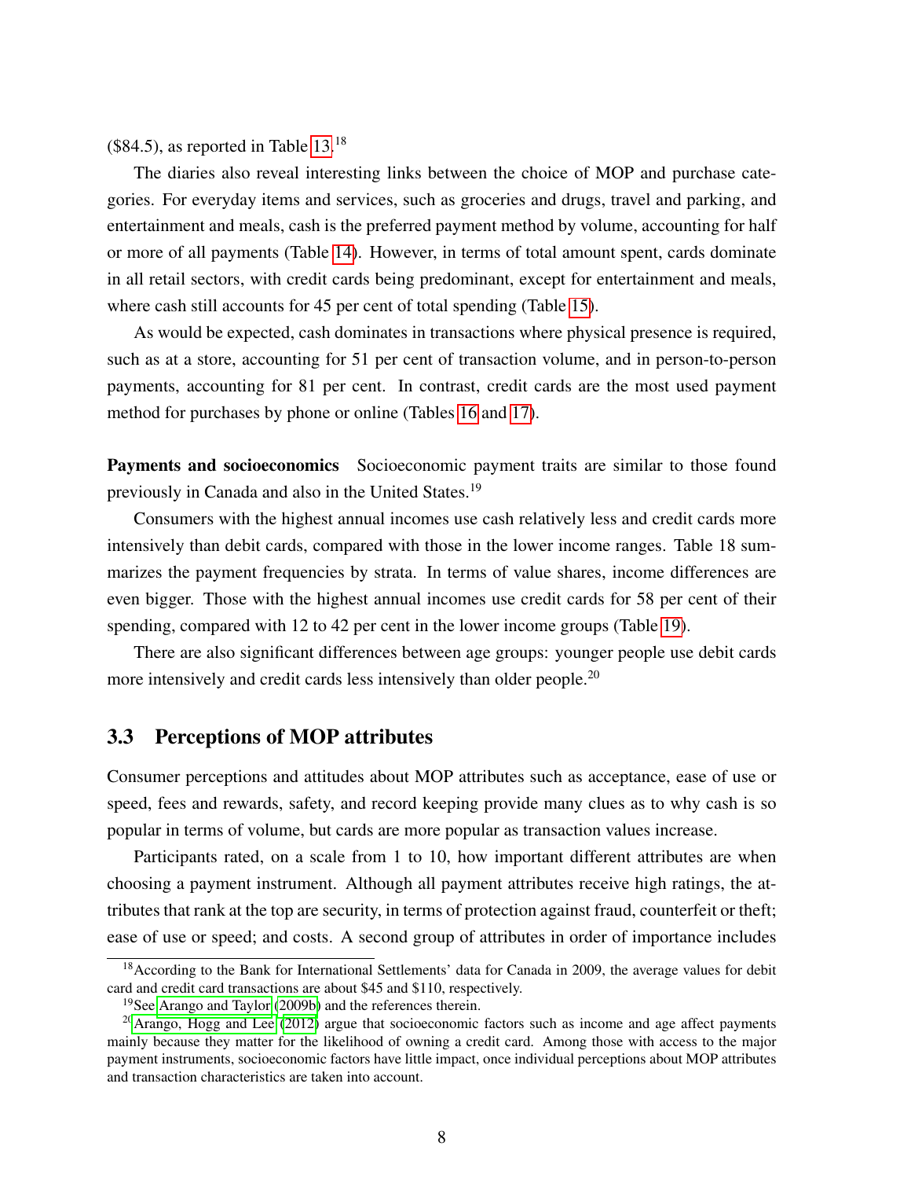($84.5), as reported in Table 13.[18]

The diaries also reveal interesting links between the choice of MOP and purchase categories. For everyday items and services, such as groceries and drugs, travel and parking, and entertainment and meals, cash is the preferred payment method by volume, accounting for half or more of all payments (Table 14). However, in terms of total amount spent, cards dominate in all retail sectors, with credit cards being predominant, except for entertainment and meals, where cash still accounts for 45 per cent of total spending (Table 15).

As would be expected, cash dominates in transactions where physical presence is required, such as at a store, accounting for 51 per cent of transaction volume, and in person-to-person payments, accounting for 81 per cent. In contrast, credit cards are the most used payment method for purchases by phone or online (Tables 16 and 17).

**Payments and socioeconomics** Socioeconomic payment traits are similar to those found previously in Canada and also in the United States.[19]

Consumers with the highest annual incomes use cash relatively less and credit cards more intensively than debit cards, compared with those in the lower income ranges. Table 18 summarizes the payment frequencies by strata. In terms of value shares, income differences are even bigger. Those with the highest annual incomes use credit cards for 58 per cent of their spending, compared with 12 to 42 per cent in the lower income groups (Table 19).

There are also significant differences between age groups: younger people use debit cards more intensively and credit cards less intensively than older people.[20]

### 3.3 Perceptions of MOP attributes

Consumer perceptions and attitudes about MOP attributes such as acceptance, ease of use or speed, fees and rewards, safety, and record keeping provide many clues as to why cash is so popular in terms of volume, but cards are more popular as transaction values increase.

Participants rated, on a scale from 1 to 10, how important different attributes are when choosing a payment instrument. Although all payment attributes receive high ratings, the attributes that rank at the top are security, in terms of protection against fraud, counterfeit or theft; ease of use or speed; and costs. A second group of attributes in order of importance includes

---

[18] According to the Bank for International Settlements' data for Canada in 2009, the average values for debit card and credit card transactions are about $45 and $110, respectively.

[19] See Arango and Taylor (2009b) and the references therein.

[20] Arango, Hogg and Lee (2012) argue that socioeconomic factors such as income and age affect payments mainly because they matter for the likelihood of owning a credit card. Among those with access to the major payment instruments, socioeconomic factors have little impact, once individual perceptions about MOP attributes and transaction characteristics are taken into account.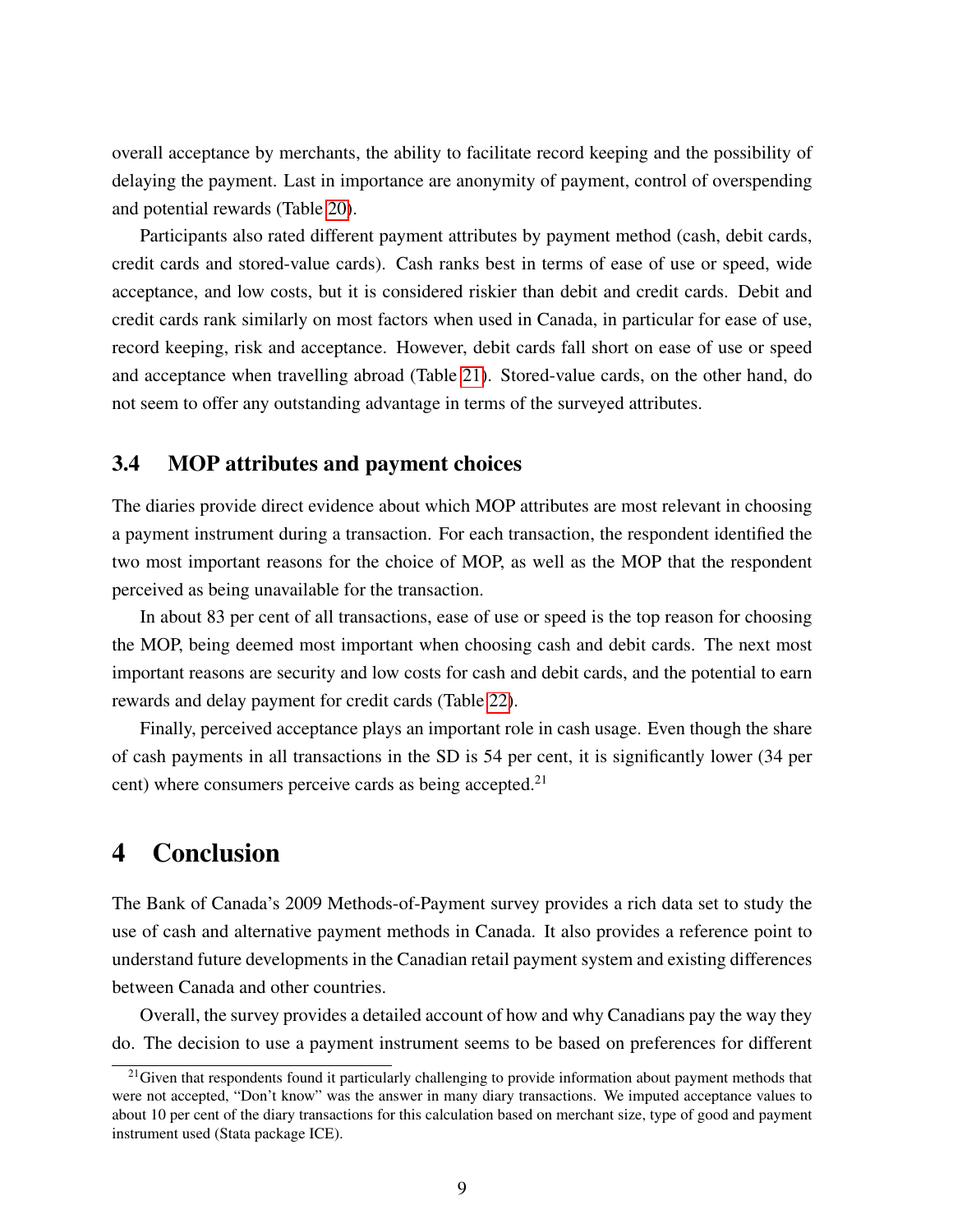overall acceptance by merchants, the ability to facilitate record keeping and the possibility of delaying the payment. Last in importance are anonymity of payment, control of overspending and potential rewards (Table 20).

Participants also rated different payment attributes by payment method (cash, debit cards, credit cards and stored-value cards). Cash ranks best in terms of ease of use or speed, wide acceptance, and low costs, but it is considered riskier than debit and credit cards. Debit and credit cards rank similarly on most factors when used in Canada, in particular for ease of use, record keeping, risk and acceptance. However, debit cards fall short on ease of use or speed and acceptance when travelling abroad (Table 21). Stored-value cards, on the other hand, do not seem to offer any outstanding advantage in terms of the surveyed attributes.

## 3.4 MOP attributes and payment choices

The diaries provide direct evidence about which MOP attributes are most relevant in choosing a payment instrument during a transaction. For each transaction, the respondent identified the two most important reasons for the choice of MOP, as well as the MOP that the respondent perceived as being unavailable for the transaction.

In about 83 per cent of all transactions, ease of use or speed is the top reason for choosing the MOP, being deemed most important when choosing cash and debit cards. The next most important reasons are security and low costs for cash and debit cards, and the potential to earn rewards and delay payment for credit cards (Table 22).

Finally, perceived acceptance plays an important role in cash usage. Even though the share of cash payments in all transactions in the SD is 54 per cent, it is significantly lower (34 per cent) where consumers perceive cards as being accepted.[21]

# 4 Conclusion

The Bank of Canada's 2009 Methods-of-Payment survey provides a rich data set to study the use of cash and alternative payment methods in Canada. It also provides a reference point to understand future developments in the Canadian retail payment system and existing differences between Canada and other countries.

Overall, the survey provides a detailed account of how and why Canadians pay the way they do. The decision to use a payment instrument seems to be based on preferences for different

[21] Given that respondents found it particularly challenging to provide information about payment methods that were not accepted, "Don't know" was the answer in many diary transactions. We imputed acceptance values to about 10 per cent of the diary transactions for this calculation based on merchant size, type of good and payment instrument used (Stata package ICE).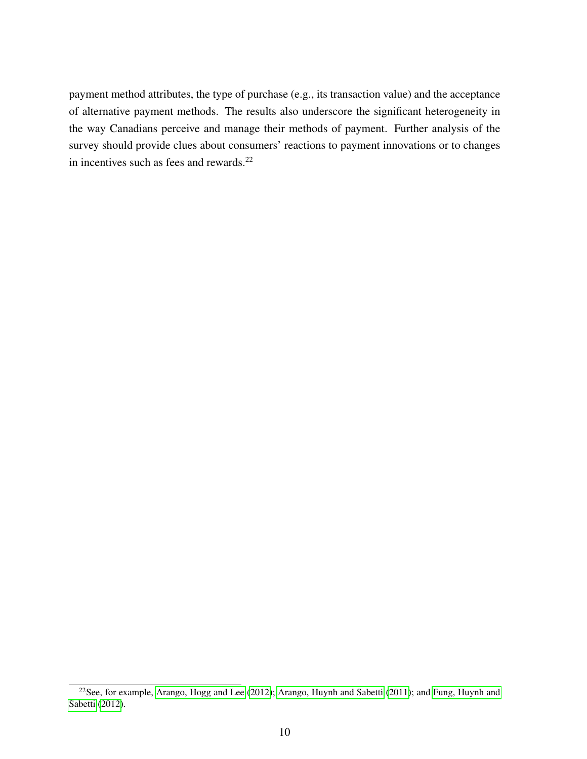payment method attributes, the type of purchase (e.g., its transaction value) and the acceptance of alternative payment methods. The results also underscore the significant heterogeneity in the way Canadians perceive and manage their methods of payment. Further analysis of the survey should provide clues about consumers' reactions to payment innovations or to changes in incentives such as fees and rewards.[22]

[22] See, for example, Arango, Hogg and Lee (2012); Arango, Huynh and Sabetti (2011); and Fung, Huynh and Sabetti (2012).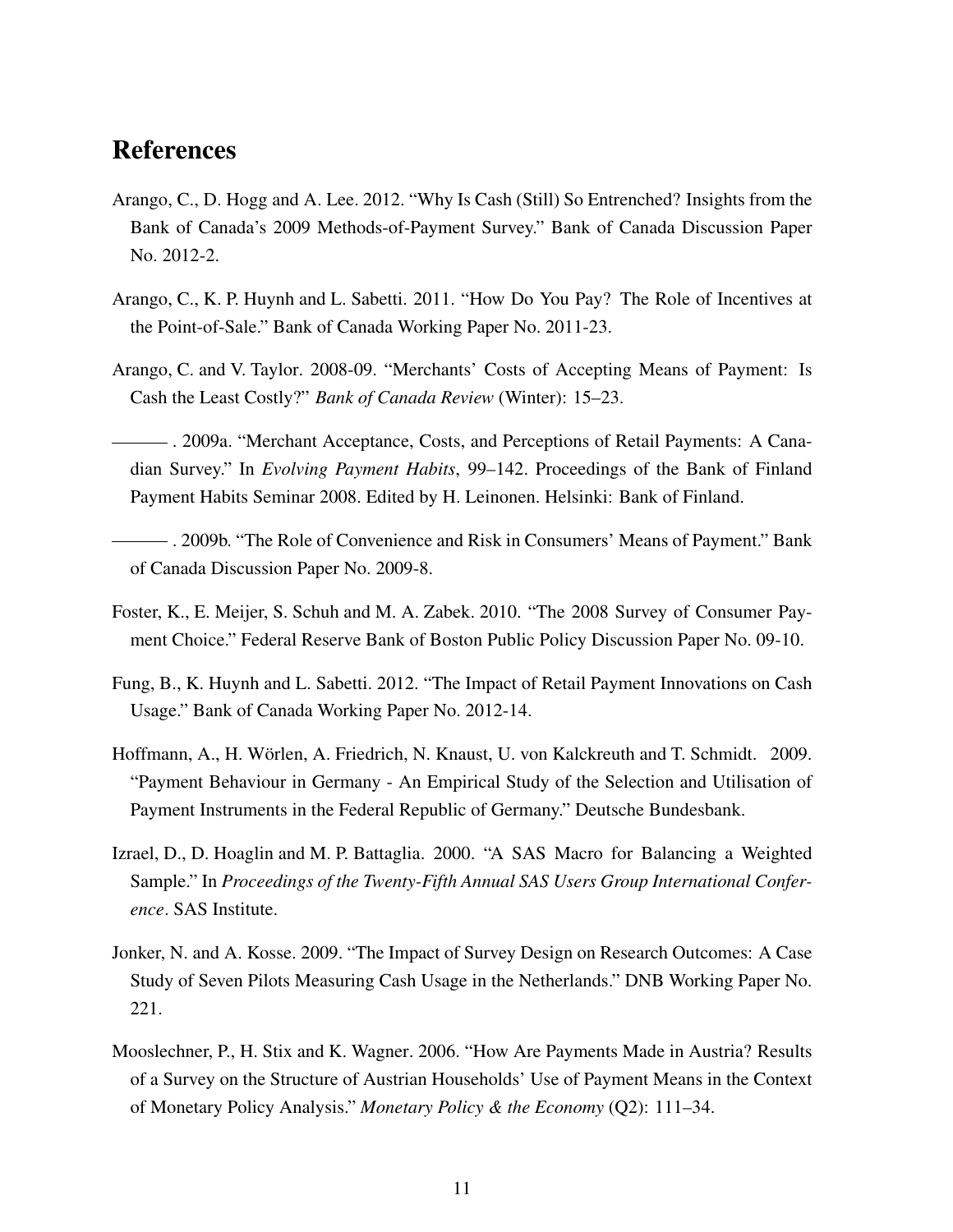# References

Arango, C., D. Hogg and A. Lee. 2012. "Why Is Cash (Still) So Entrenched? Insights from the Bank of Canada's 2009 Methods-of-Payment Survey." Bank of Canada Discussion Paper No. 2012-2.

Arango, C., K. P. Huynh and L. Sabetti. 2011. "How Do You Pay? The Role of Incentives at the Point-of-Sale." Bank of Canada Working Paper No. 2011-23.

Arango, C. and V. Taylor. 2008-09. "Merchants' Costs of Accepting Means of Payment: Is Cash the Least Costly?" *Bank of Canada Review* (Winter): 15–23.

———. 2009a. "Merchant Acceptance, Costs, and Perceptions of Retail Payments: A Canadian Survey." In *Evolving Payment Habits*, 99–142. Proceedings of the Bank of Finland Payment Habits Seminar 2008. Edited by H. Leinonen. Helsinki: Bank of Finland.

———. 2009b. "The Role of Convenience and Risk in Consumers' Means of Payment." Bank of Canada Discussion Paper No. 2009-8.

Foster, K., E. Meijer, S. Schuh and M. A. Zabek. 2010. "The 2008 Survey of Consumer Payment Choice." Federal Reserve Bank of Boston Public Policy Discussion Paper No. 09-10.

Fung, B., K. Huynh and L. Sabetti. 2012. "The Impact of Retail Payment Innovations on Cash Usage." Bank of Canada Working Paper No. 2012-14.

Hoffmann, A., H. Wörlen, A. Friedrich, N. Knaust, U. von Kalckreuth and T. Schmidt. 2009. "Payment Behaviour in Germany - An Empirical Study of the Selection and Utilisation of Payment Instruments in the Federal Republic of Germany." Deutsche Bundesbank.

Izrael, D., D. Hoaglin and M. P. Battaglia. 2000. "A SAS Macro for Balancing a Weighted Sample." In *Proceedings of the Twenty-Fifth Annual SAS Users Group International Conference*. SAS Institute.

Jonker, N. and A. Kosse. 2009. "The Impact of Survey Design on Research Outcomes: A Case Study of Seven Pilots Measuring Cash Usage in the Netherlands." DNB Working Paper No. 221.

Mooslechner, P., H. Stix and K. Wagner. 2006. "How Are Payments Made in Austria? Results of a Survey on the Structure of Austrian Households' Use of Payment Means in the Context of Monetary Policy Analysis." *Monetary Policy & the Economy* (Q2): 111–34.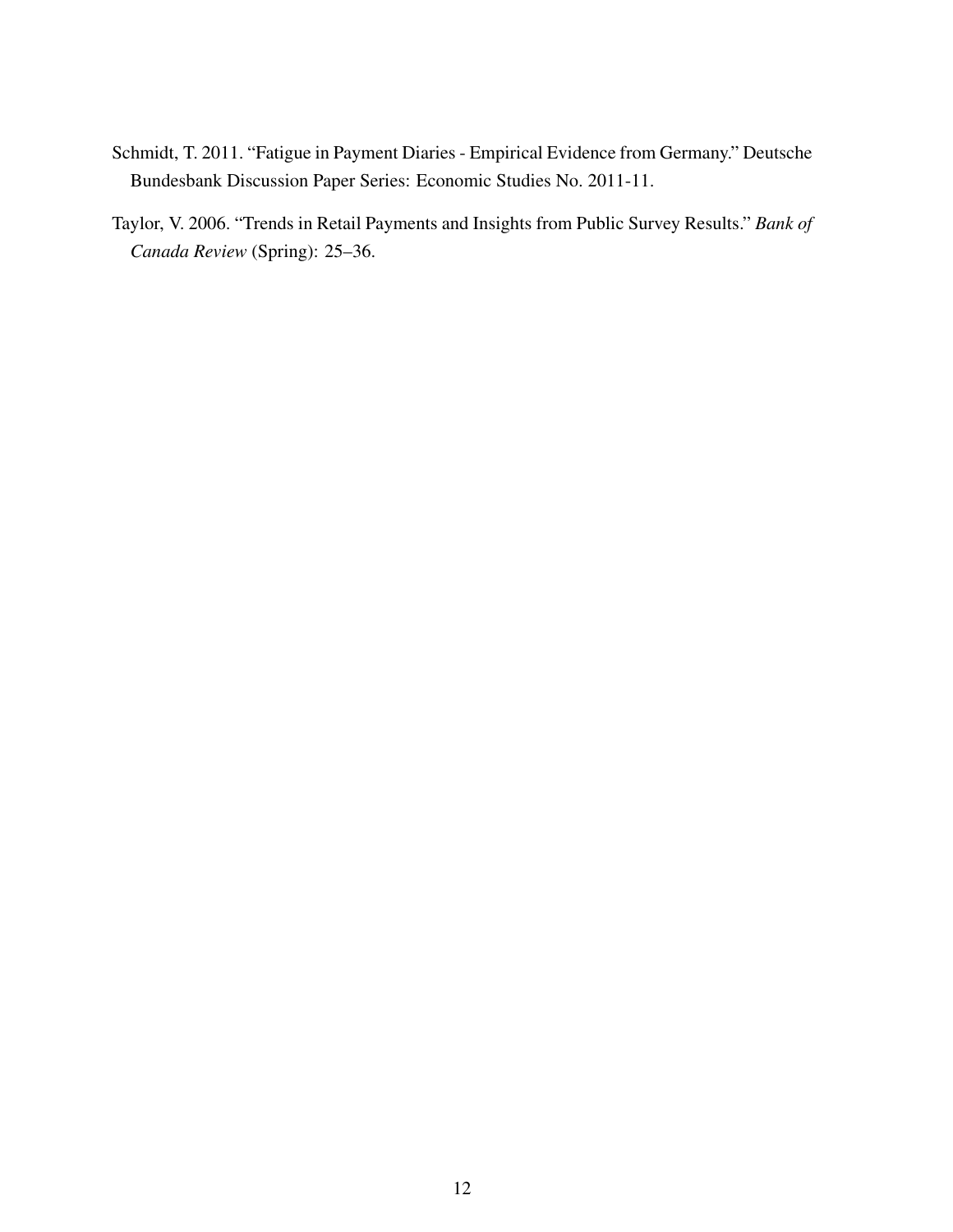Schmidt, T. 2011. "Fatigue in Payment Diaries - Empirical Evidence from Germany." Deutsche Bundesbank Discussion Paper Series: Economic Studies No. 2011-11.

Taylor, V. 2006. "Trends in Retail Payments and Insights from Public Survey Results." *Bank of Canada Review* (Spring): 25–36.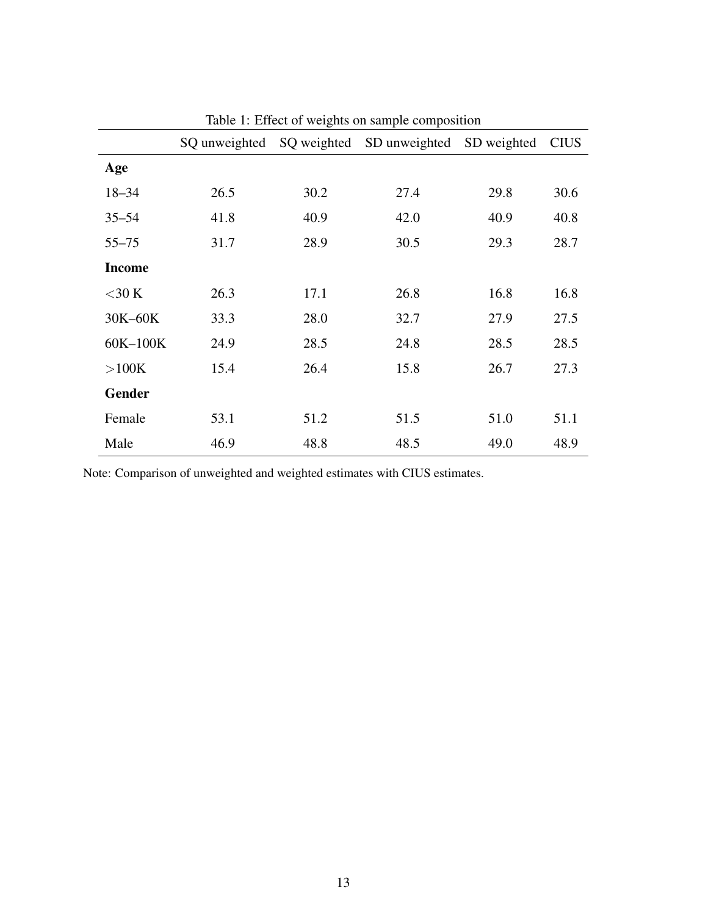Table 1: Effect of weights on sample composition

| | SQ unweighted | SQ weighted | SD unweighted | SD weighted | CIUS |
|---|---|---|---|---|---|
| **Age** | | | | | |
| 18–34 | 26.5 | 30.2 | 27.4 | 29.8 | 30.6 |
| 35–54 | 41.8 | 40.9 | 42.0 | 40.9 | 40.8 |
| 55–75 | 31.7 | 28.9 | 30.5 | 29.3 | 28.7 |
| **Income** | | | | | |
| <30 K | 26.3 | 17.1 | 26.8 | 16.8 | 16.8 |
| 30K–60K | 33.3 | 28.0 | 32.7 | 27.9 | 27.5 |
| 60K–100K | 24.9 | 28.5 | 24.8 | 28.5 | 28.5 |
| >100K | 15.4 | 26.4 | 15.8 | 26.7 | 27.3 |
| **Gender** | | | | | |
| Female | 53.1 | 51.2 | 51.5 | 51.0 | 51.1 |
| Male | 46.9 | 48.8 | 48.5 | 49.0 | 48.9 |

Note: Comparison of unweighted and weighted estimates with CIUS estimates.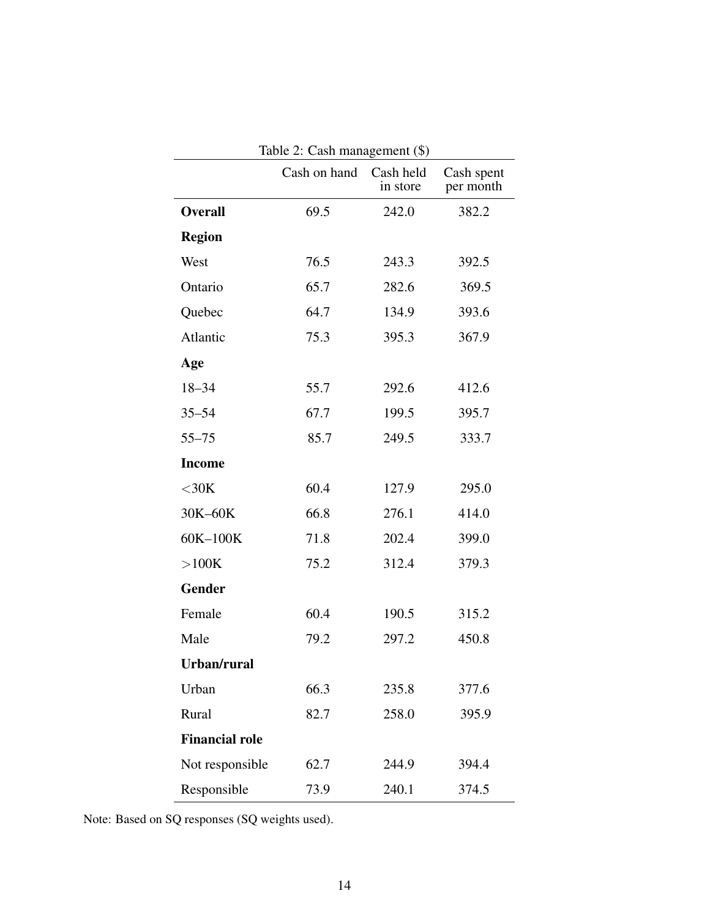Table 2: Cash management ($)

| | Cash on hand | Cash held in store | Cash spent per month |
|---|---|---|---|
| **Overall** | 69.5 | 242.0 | 382.2 |
| **Region** | | | |
| West | 76.5 | 243.3 | 392.5 |
| Ontario | 65.7 | 282.6 | 369.5 |
| Quebec | 64.7 | 134.9 | 393.6 |
| Atlantic | 75.3 | 395.3 | 367.9 |
| **Age** | | | |
| 18–34 | 55.7 | 292.6 | 412.6 |
| 35–54 | 67.7 | 199.5 | 395.7 |
| 55–75 | 85.7 | 249.5 | 333.7 |
| **Income** | | | |
| <30K | 60.4 | 127.9 | 295.0 |
| 30K–60K | 66.8 | 276.1 | 414.0 |
| 60K–100K | 71.8 | 202.4 | 399.0 |
| >100K | 75.2 | 312.4 | 379.3 |
| **Gender** | | | |
| Female | 60.4 | 190.5 | 315.2 |
| Male | 79.2 | 297.2 | 450.8 |
| **Urban/rural** | | | |
| Urban | 66.3 | 235.8 | 377.6 |
| Rural | 82.7 | 258.0 | 395.9 |
| **Financial role** | | | |
| Not responsible | 62.7 | 244.9 | 394.4 |
| Responsible | 73.9 | 240.1 | 374.5 |

Note: Based on SQ responses (SQ weights used).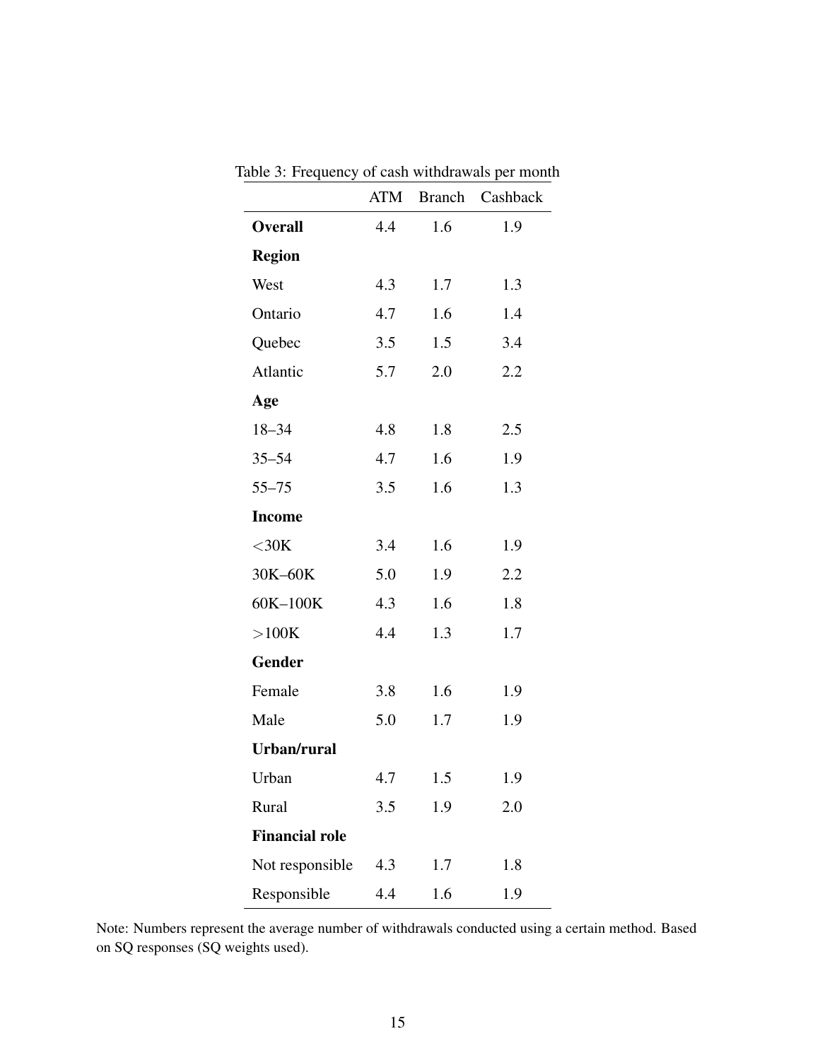Table 3: Frequency of cash withdrawals per month

| | ATM | Branch | Cashback |
|---|---|---|---|
| **Overall** | 4.4 | 1.6 | 1.9 |
| **Region** | | | |
| West | 4.3 | 1.7 | 1.3 |
| Ontario | 4.7 | 1.6 | 1.4 |
| Quebec | 3.5 | 1.5 | 3.4 |
| Atlantic | 5.7 | 2.0 | 2.2 |
| **Age** | | | |
| 18–34 | 4.8 | 1.8 | 2.5 |
| 35–54 | 4.7 | 1.6 | 1.9 |
| 55–75 | 3.5 | 1.6 | 1.3 |
| **Income** | | | |
| <30K | 3.4 | 1.6 | 1.9 |
| 30K–60K | 5.0 | 1.9 | 2.2 |
| 60K–100K | 4.3 | 1.6 | 1.8 |
| >100K | 4.4 | 1.3 | 1.7 |
| **Gender** | | | |
| Female | 3.8 | 1.6 | 1.9 |
| Male | 5.0 | 1.7 | 1.9 |
| **Urban/rural** | | | |
| Urban | 4.7 | 1.5 | 1.9 |
| Rural | 3.5 | 1.9 | 2.0 |
| **Financial role** | | | |
| Not responsible | 4.3 | 1.7 | 1.8 |
| Responsible | 4.4 | 1.6 | 1.9 |

Note: Numbers represent the average number of withdrawals conducted using a certain method. Based on SQ responses (SQ weights used).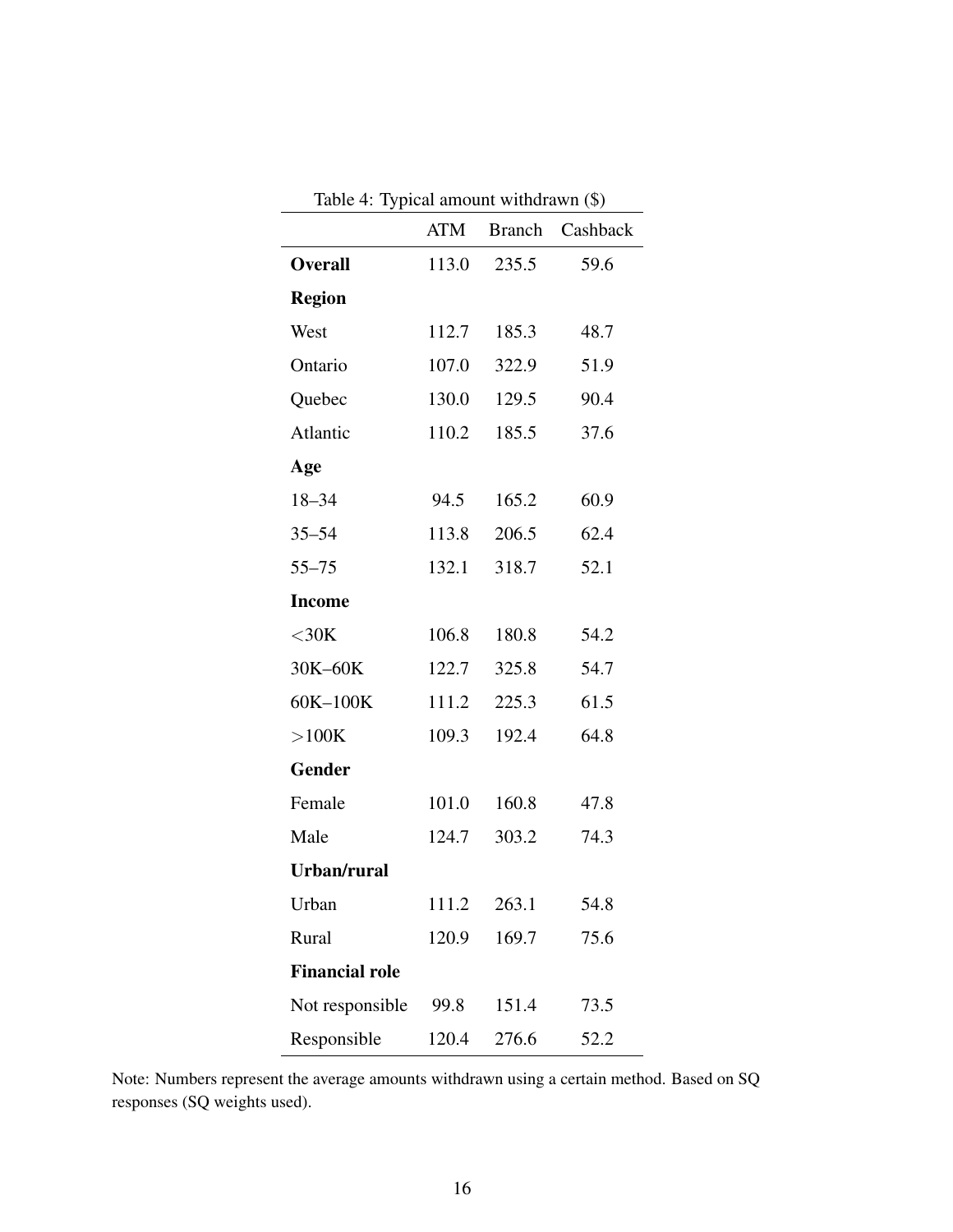Table 4: Typical amount withdrawn ($)

| | ATM | Branch | Cashback |
|---|---|---|---|
| **Overall** | 113.0 | 235.5 | 59.6 |
| **Region** | | | |
| West | 112.7 | 185.3 | 48.7 |
| Ontario | 107.0 | 322.9 | 51.9 |
| Quebec | 130.0 | 129.5 | 90.4 |
| Atlantic | 110.2 | 185.5 | 37.6 |
| **Age** | | | |
| 18–34 | 94.5 | 165.2 | 60.9 |
| 35–54 | 113.8 | 206.5 | 62.4 |
| 55–75 | 132.1 | 318.7 | 52.1 |
| **Income** | | | |
| <30K | 106.8 | 180.8 | 54.2 |
| 30K–60K | 122.7 | 325.8 | 54.7 |
| 60K–100K | 111.2 | 225.3 | 61.5 |
| >100K | 109.3 | 192.4 | 64.8 |
| **Gender** | | | |
| Female | 101.0 | 160.8 | 47.8 |
| Male | 124.7 | 303.2 | 74.3 |
| **Urban/rural** | | | |
| Urban | 111.2 | 263.1 | 54.8 |
| Rural | 120.9 | 169.7 | 75.6 |
| **Financial role** | | | |
| Not responsible | 99.8 | 151.4 | 73.5 |
| Responsible | 120.4 | 276.6 | 52.2 |

Note: Numbers represent the average amounts withdrawn using a certain method. Based on SQ responses (SQ weights used).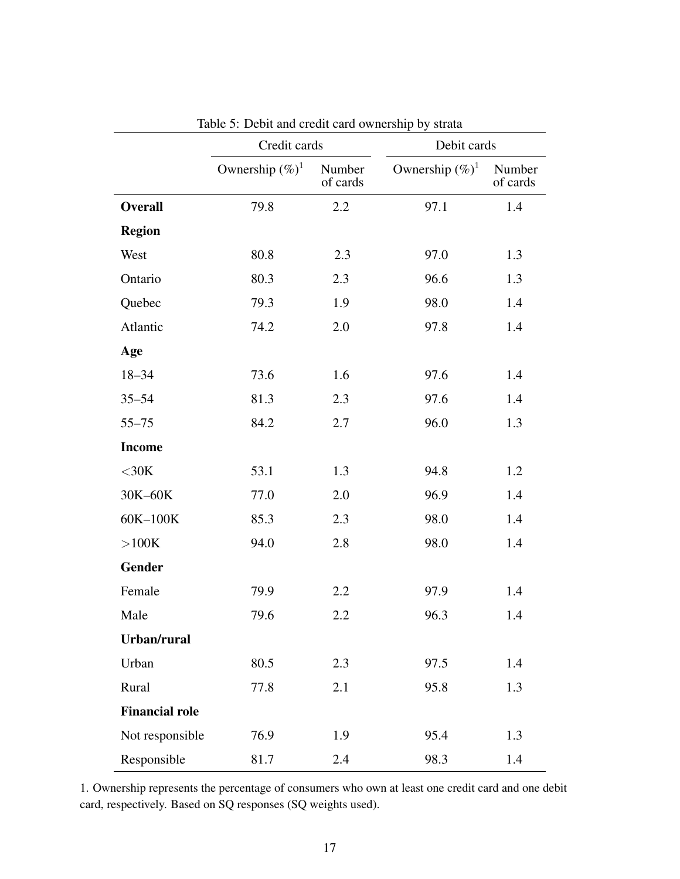Table 5: Debit and credit card ownership by strata

| | Credit cards | | Debit cards | |
|---|---|---|---|---|
| | Ownership (%)[1] | Number of cards | Ownership (%)[1] | Number of cards |
| **Overall** | 79.8 | 2.2 | 97.1 | 1.4 |
| **Region** | | | | |
| West | 80.8 | 2.3 | 97.0 | 1.3 |
| Ontario | 80.3 | 2.3 | 96.6 | 1.3 |
| Quebec | 79.3 | 1.9 | 98.0 | 1.4 |
| Atlantic | 74.2 | 2.0 | 97.8 | 1.4 |
| **Age** | | | | |
| 18–34 | 73.6 | 1.6 | 97.6 | 1.4 |
| 35–54 | 81.3 | 2.3 | 97.6 | 1.4 |
| 55–75 | 84.2 | 2.7 | 96.0 | 1.3 |
| **Income** | | | | |
| <30K | 53.1 | 1.3 | 94.8 | 1.2 |
| 30K–60K | 77.0 | 2.0 | 96.9 | 1.4 |
| 60K–100K | 85.3 | 2.3 | 98.0 | 1.4 |
| >100K | 94.0 | 2.8 | 98.0 | 1.4 |
| **Gender** | | | | |
| Female | 79.9 | 2.2 | 97.9 | 1.4 |
| Male | 79.6 | 2.2 | 96.3 | 1.4 |
| **Urban/rural** | | | | |
| Urban | 80.5 | 2.3 | 97.5 | 1.4 |
| Rural | 77.8 | 2.1 | 95.8 | 1.3 |
| **Financial role** | | | | |
| Not responsible | 76.9 | 1.9 | 95.4 | 1.3 |
| Responsible | 81.7 | 2.4 | 98.3 | 1.4 |

1. Ownership represents the percentage of consumers who own at least one credit card and one debit card, respectively. Based on SQ responses (SQ weights used).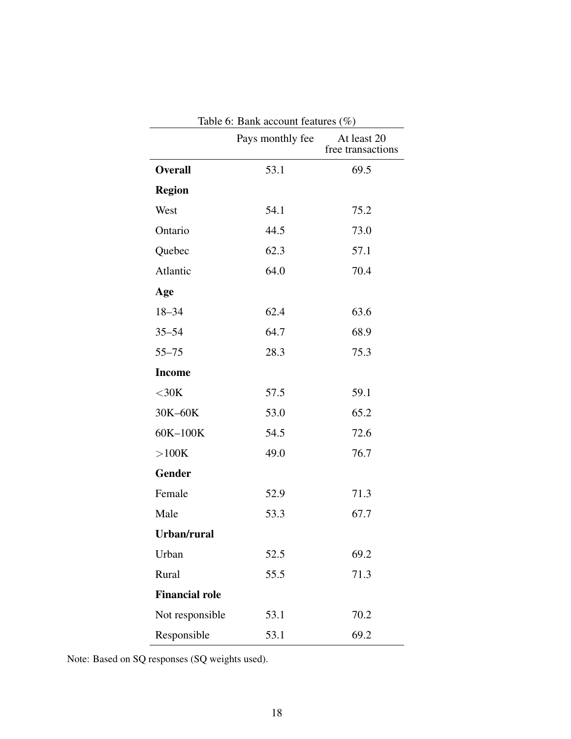Table 6: Bank account features (%)

| | Pays monthly fee | At least 20 free transactions |
|---|---|---|
| **Overall** | 53.1 | 69.5 |
| **Region** | | |
| West | 54.1 | 75.2 |
| Ontario | 44.5 | 73.0 |
| Quebec | 62.3 | 57.1 |
| Atlantic | 64.0 | 70.4 |
| **Age** | | |
| 18–34 | 62.4 | 63.6 |
| 35–54 | 64.7 | 68.9 |
| 55–75 | 28.3 | 75.3 |
| **Income** | | |
| <30K | 57.5 | 59.1 |
| 30K–60K | 53.0 | 65.2 |
| 60K–100K | 54.5 | 72.6 |
| >100K | 49.0 | 76.7 |
| **Gender** | | |
| Female | 52.9 | 71.3 |
| Male | 53.3 | 67.7 |
| **Urban/rural** | | |
| Urban | 52.5 | 69.2 |
| Rural | 55.5 | 71.3 |
| **Financial role** | | |
| Not responsible | 53.1 | 70.2 |
| Responsible | 53.1 | 69.2 |

Note: Based on SQ responses (SQ weights used).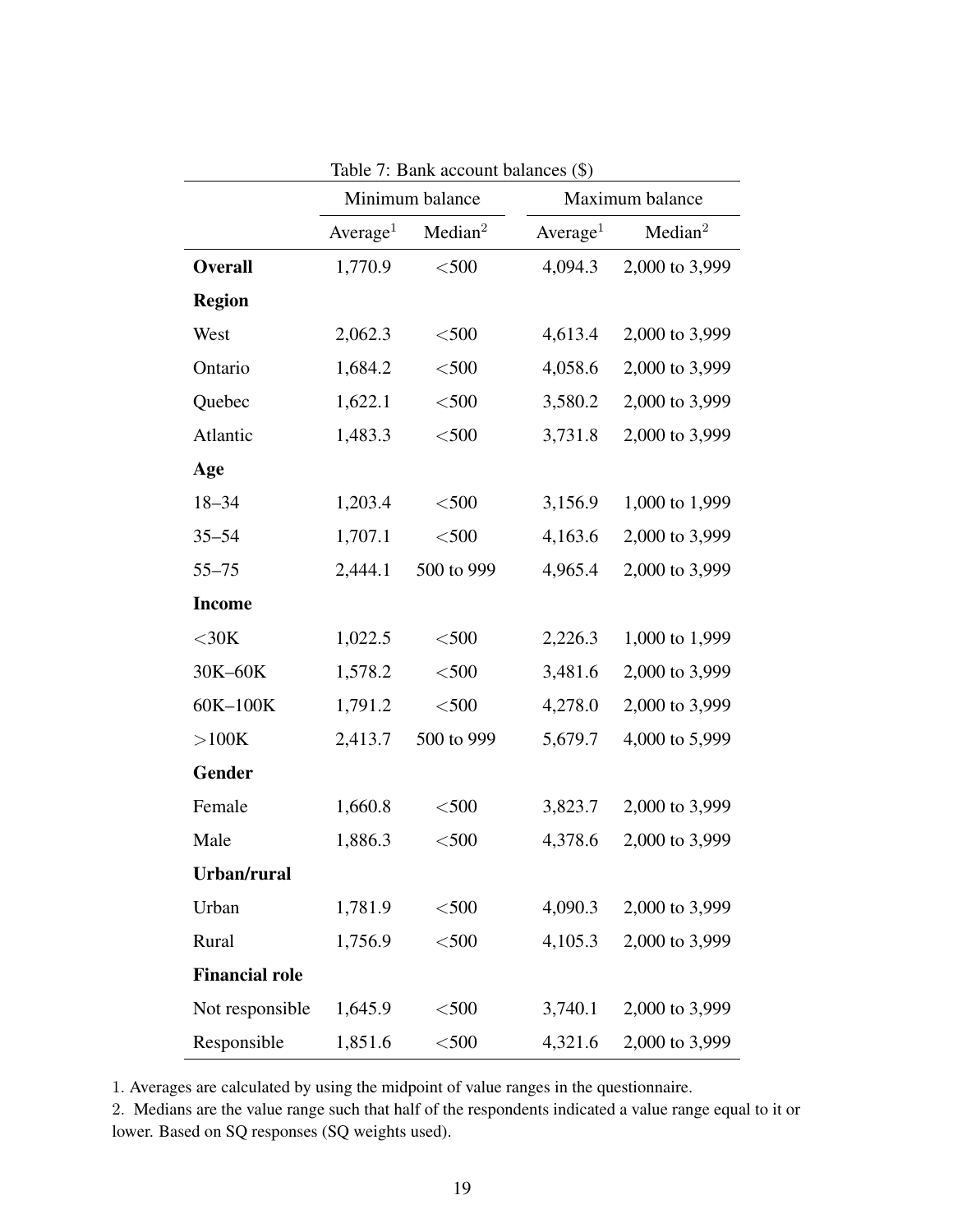Table 7: Bank account balances ($)

| | Minimum balance | | Maximum balance | |
|---|---|---|---|---|
| | Average[1] | Median[2] | Average[1] | Median[2] |
| **Overall** | 1,770.9 | <500 | 4,094.3 | 2,000 to 3,999 |
| **Region** | | | | |
| West | 2,062.3 | <500 | 4,613.4 | 2,000 to 3,999 |
| Ontario | 1,684.2 | <500 | 4,058.6 | 2,000 to 3,999 |
| Quebec | 1,622.1 | <500 | 3,580.2 | 2,000 to 3,999 |
| Atlantic | 1,483.3 | <500 | 3,731.8 | 2,000 to 3,999 |
| **Age** | | | | |
| 18–34 | 1,203.4 | <500 | 3,156.9 | 1,000 to 1,999 |
| 35–54 | 1,707.1 | <500 | 4,163.6 | 2,000 to 3,999 |
| 55–75 | 2,444.1 | 500 to 999 | 4,965.4 | 2,000 to 3,999 |
| **Income** | | | | |
| <30K | 1,022.5 | <500 | 2,226.3 | 1,000 to 1,999 |
| 30K–60K | 1,578.2 | <500 | 3,481.6 | 2,000 to 3,999 |
| 60K–100K | 1,791.2 | <500 | 4,278.0 | 2,000 to 3,999 |
| >100K | 2,413.7 | 500 to 999 | 5,679.7 | 4,000 to 5,999 |
| **Gender** | | | | |
| Female | 1,660.8 | <500 | 3,823.7 | 2,000 to 3,999 |
| Male | 1,886.3 | <500 | 4,378.6 | 2,000 to 3,999 |
| **Urban/rural** | | | | |
| Urban | 1,781.9 | <500 | 4,090.3 | 2,000 to 3,999 |
| Rural | 1,756.9 | <500 | 4,105.3 | 2,000 to 3,999 |
| **Financial role** | | | | |
| Not responsible | 1,645.9 | <500 | 3,740.1 | 2,000 to 3,999 |
| Responsible | 1,851.6 | <500 | 4,321.6 | 2,000 to 3,999 |

1. Averages are calculated by using the midpoint of value ranges in the questionnaire.

2. Medians are the value range such that half of the respondents indicated a value range equal to it or lower. Based on SQ responses (SQ weights used).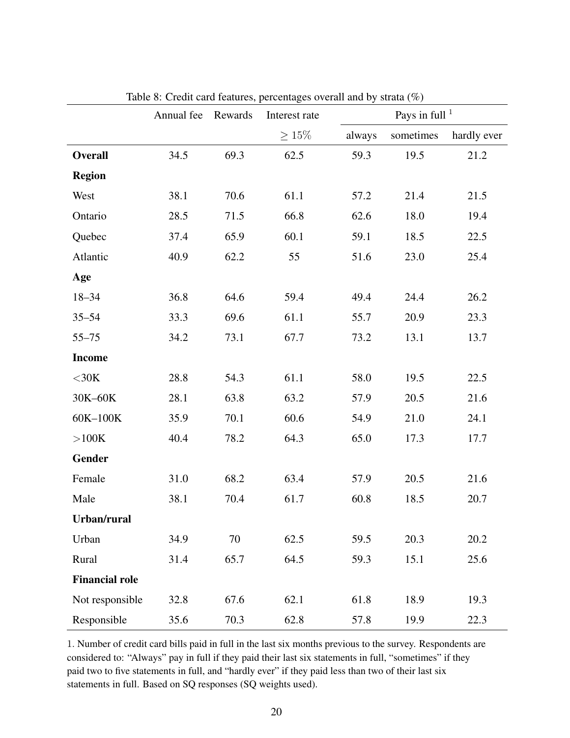Table 8: Credit card features, percentages overall and by strata (%)

| | Annual fee | Rewards | Interest rate | Pays in full [1] | | |
|---|---|---|---|---|---|---|
| | | | $\geq 15\%$ | always | sometimes | hardly ever |
| **Overall** | 34.5 | 69.3 | 62.5 | 59.3 | 19.5 | 21.2 |
| **Region** | | | | | | |
| West | 38.1 | 70.6 | 61.1 | 57.2 | 21.4 | 21.5 |
| Ontario | 28.5 | 71.5 | 66.8 | 62.6 | 18.0 | 19.4 |
| Quebec | 37.4 | 65.9 | 60.1 | 59.1 | 18.5 | 22.5 |
| Atlantic | 40.9 | 62.2 | 55 | 51.6 | 23.0 | 25.4 |
| **Age** | | | | | | |
| 18–34 | 36.8 | 64.6 | 59.4 | 49.4 | 24.4 | 26.2 |
| 35–54 | 33.3 | 69.6 | 61.1 | 55.7 | 20.9 | 23.3 |
| 55–75 | 34.2 | 73.1 | 67.7 | 73.2 | 13.1 | 13.7 |
| **Income** | | | | | | |
| <30K | 28.8 | 54.3 | 61.1 | 58.0 | 19.5 | 22.5 |
| 30K–60K | 28.1 | 63.8 | 63.2 | 57.9 | 20.5 | 21.6 |
| 60K–100K | 35.9 | 70.1 | 60.6 | 54.9 | 21.0 | 24.1 |
| >100K | 40.4 | 78.2 | 64.3 | 65.0 | 17.3 | 17.7 |
| **Gender** | | | | | | |
| Female | 31.0 | 68.2 | 63.4 | 57.9 | 20.5 | 21.6 |
| Male | 38.1 | 70.4 | 61.7 | 60.8 | 18.5 | 20.7 |
| **Urban/rural** | | | | | | |
| Urban | 34.9 | 70 | 62.5 | 59.5 | 20.3 | 20.2 |
| Rural | 31.4 | 65.7 | 64.5 | 59.3 | 15.1 | 25.6 |
| **Financial role** | | | | | | |
| Not responsible | 32.8 | 67.6 | 62.1 | 61.8 | 18.9 | 19.3 |
| Responsible | 35.6 | 70.3 | 62.8 | 57.8 | 19.9 | 22.3 |

1. Number of credit card bills paid in full in the last six months previous to the survey. Respondents are considered to: "Always" pay in full if they paid their last six statements in full, "sometimes" if they paid two to five statements in full, and "hardly ever" if they paid less than two of their last six statements in full. Based on SQ responses (SQ weights used).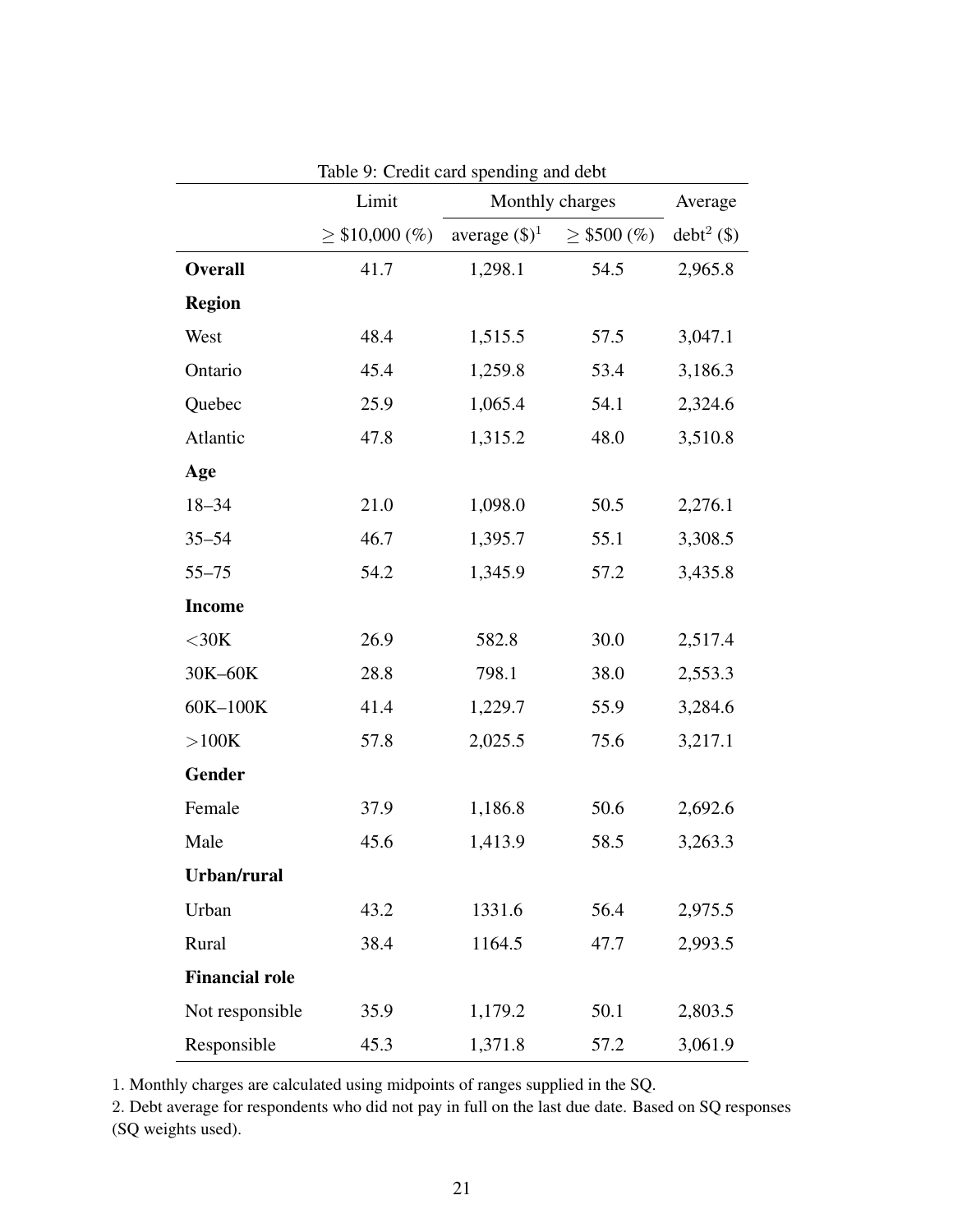Table 9: Credit card spending and debt

| | Limit | Monthly charges | | Average |
|---|---|---|---|---|
| | $\geq$ \$10,000 (%) | average (\$)[1] | $\geq$ \$500 (%) | debt[2] (\$) |
| **Overall** | 41.7 | 1,298.1 | 54.5 | 2,965.8 |
| **Region** | | | | |
| West | 48.4 | 1,515.5 | 57.5 | 3,047.1 |
| Ontario | 45.4 | 1,259.8 | 53.4 | 3,186.3 |
| Quebec | 25.9 | 1,065.4 | 54.1 | 2,324.6 |
| Atlantic | 47.8 | 1,315.2 | 48.0 | 3,510.8 |
| **Age** | | | | |
| 18–34 | 21.0 | 1,098.0 | 50.5 | 2,276.1 |
| 35–54 | 46.7 | 1,395.7 | 55.1 | 3,308.5 |
| 55–75 | 54.2 | 1,345.9 | 57.2 | 3,435.8 |
| **Income** | | | | |
| <30K | 26.9 | 582.8 | 30.0 | 2,517.4 |
| 30K–60K | 28.8 | 798.1 | 38.0 | 2,553.3 |
| 60K–100K | 41.4 | 1,229.7 | 55.9 | 3,284.6 |
| >100K | 57.8 | 2,025.5 | 75.6 | 3,217.1 |
| **Gender** | | | | |
| Female | 37.9 | 1,186.8 | 50.6 | 2,692.6 |
| Male | 45.6 | 1,413.9 | 58.5 | 3,263.3 |
| **Urban/rural** | | | | |
| Urban | 43.2 | 1331.6 | 56.4 | 2,975.5 |
| Rural | 38.4 | 1164.5 | 47.7 | 2,993.5 |
| **Financial role** | | | | |
| Not responsible | 35.9 | 1,179.2 | 50.1 | 2,803.5 |
| Responsible | 45.3 | 1,371.8 | 57.2 | 3,061.9 |

1. Monthly charges are calculated using midpoints of ranges supplied in the SQ.

2. Debt average for respondents who did not pay in full on the last due date. Based on SQ responses (SQ weights used).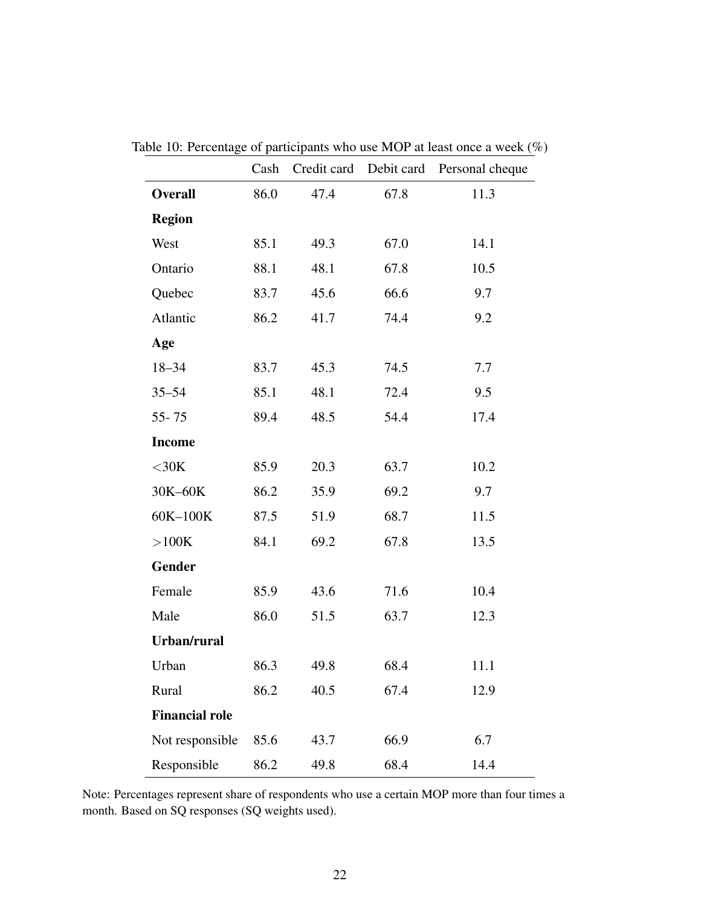Table 10: Percentage of participants who use MOP at least once a week (%)

| | Cash | Credit card | Debit card | Personal cheque |
|---|---|---|---|---|
| **Overall** | 86.0 | 47.4 | 67.8 | 11.3 |
| **Region** | | | | |
| West | 85.1 | 49.3 | 67.0 | 14.1 |
| Ontario | 88.1 | 48.1 | 67.8 | 10.5 |
| Quebec | 83.7 | 45.6 | 66.6 | 9.7 |
| Atlantic | 86.2 | 41.7 | 74.4 | 9.2 |
| **Age** | | | | |
| 18–34 | 83.7 | 45.3 | 74.5 | 7.7 |
| 35–54 | 85.1 | 48.1 | 72.4 | 9.5 |
| 55- 75 | 89.4 | 48.5 | 54.4 | 17.4 |
| **Income** | | | | |
| <30K | 85.9 | 20.3 | 63.7 | 10.2 |
| 30K–60K | 86.2 | 35.9 | 69.2 | 9.7 |
| 60K–100K | 87.5 | 51.9 | 68.7 | 11.5 |
| >100K | 84.1 | 69.2 | 67.8 | 13.5 |
| **Gender** | | | | |
| Female | 85.9 | 43.6 | 71.6 | 10.4 |
| Male | 86.0 | 51.5 | 63.7 | 12.3 |
| **Urban/rural** | | | | |
| Urban | 86.3 | 49.8 | 68.4 | 11.1 |
| Rural | 86.2 | 40.5 | 67.4 | 12.9 |
| **Financial role** | | | | |
| Not responsible | 85.6 | 43.7 | 66.9 | 6.7 |
| Responsible | 86.2 | 49.8 | 68.4 | 14.4 |

Note: Percentages represent share of respondents who use a certain MOP more than four times a month. Based on SQ responses (SQ weights used).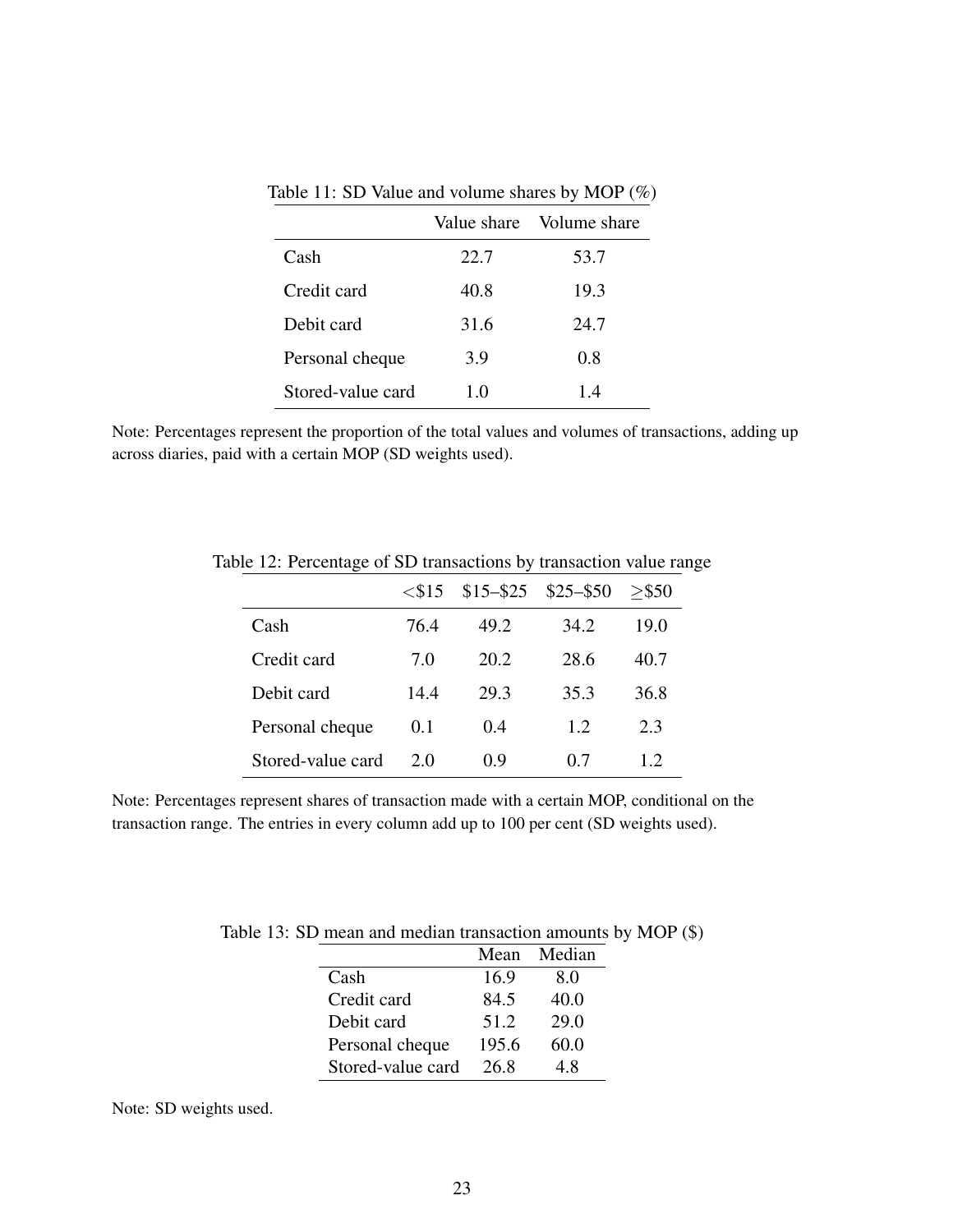Table 11: SD Value and volume shares by MOP (%)

| | Value share | Volume share |
|---|---|---|
| Cash | 22.7 | 53.7 |
| Credit card | 40.8 | 19.3 |
| Debit card | 31.6 | 24.7 |
| Personal cheque | 3.9 | 0.8 |
| Stored-value card | 1.0 | 1.4 |

Note: Percentages represent the proportion of the total values and volumes of transactions, adding up across diaries, paid with a certain MOP (SD weights used).

Table 12: Percentage of SD transactions by transaction value range

| | <$15 | $15–$25 | $25–$50 | ≥$50 |
|---|---|---|---|---|
| Cash | 76.4 | 49.2 | 34.2 | 19.0 |
| Credit card | 7.0 | 20.2 | 28.6 | 40.7 |
| Debit card | 14.4 | 29.3 | 35.3 | 36.8 |
| Personal cheque | 0.1 | 0.4 | 1.2 | 2.3 |
| Stored-value card | 2.0 | 0.9 | 0.7 | 1.2 |

Note: Percentages represent shares of transaction made with a certain MOP, conditional on the transaction range. The entries in every column add up to 100 per cent (SD weights used).

Table 13: SD mean and median transaction amounts by MOP ($)

| | Mean | Median |
|---|---|---|
| Cash | 16.9 | 8.0 |
| Credit card | 84.5 | 40.0 |
| Debit card | 51.2 | 29.0 |
| Personal cheque | 195.6 | 60.0 |
| Stored-value card | 26.8 | 4.8 |

Note: SD weights used.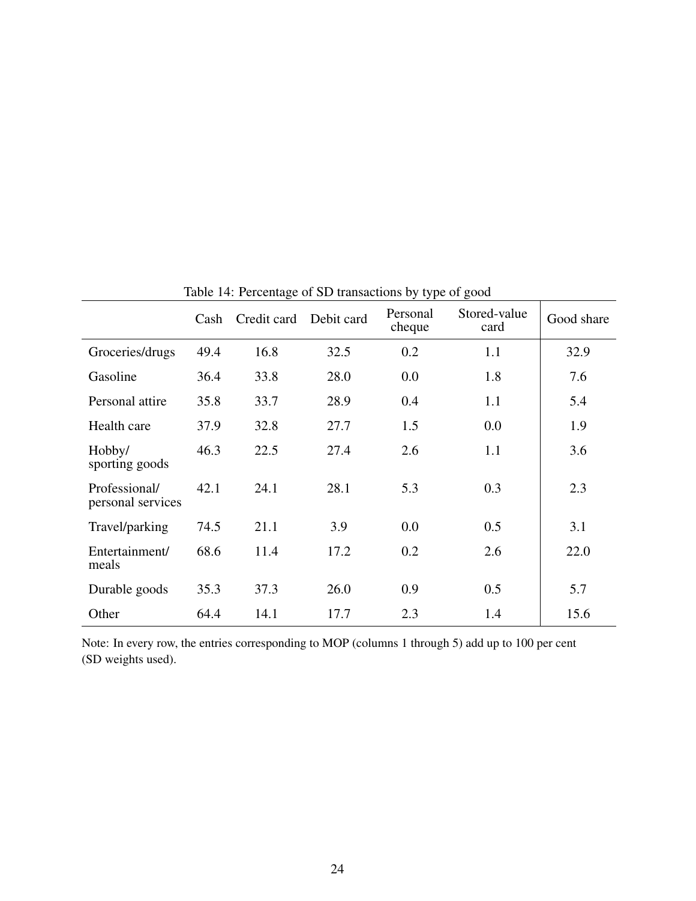Table 14: Percentage of SD transactions by type of good

| | Cash | Credit card | Debit card | Personal cheque | Stored-value card | Good share |
|---|---|---|---|---|---|---|
| Groceries/drugs | 49.4 | 16.8 | 32.5 | 0.2 | 1.1 | 32.9 |
| Gasoline | 36.4 | 33.8 | 28.0 | 0.0 | 1.8 | 7.6 |
| Personal attire | 35.8 | 33.7 | 28.9 | 0.4 | 1.1 | 5.4 |
| Health care | 37.9 | 32.8 | 27.7 | 1.5 | 0.0 | 1.9 |
| Hobby/ sporting goods | 46.3 | 22.5 | 27.4 | 2.6 | 1.1 | 3.6 |
| Professional/ personal services | 42.1 | 24.1 | 28.1 | 5.3 | 0.3 | 2.3 |
| Travel/parking | 74.5 | 21.1 | 3.9 | 0.0 | 0.5 | 3.1 |
| Entertainment/ meals | 68.6 | 11.4 | 17.2 | 0.2 | 2.6 | 22.0 |
| Durable goods | 35.3 | 37.3 | 26.0 | 0.9 | 0.5 | 5.7 |
| Other | 64.4 | 14.1 | 17.7 | 2.3 | 1.4 | 15.6 |

Note: In every row, the entries corresponding to MOP (columns 1 through 5) add up to 100 per cent (SD weights used).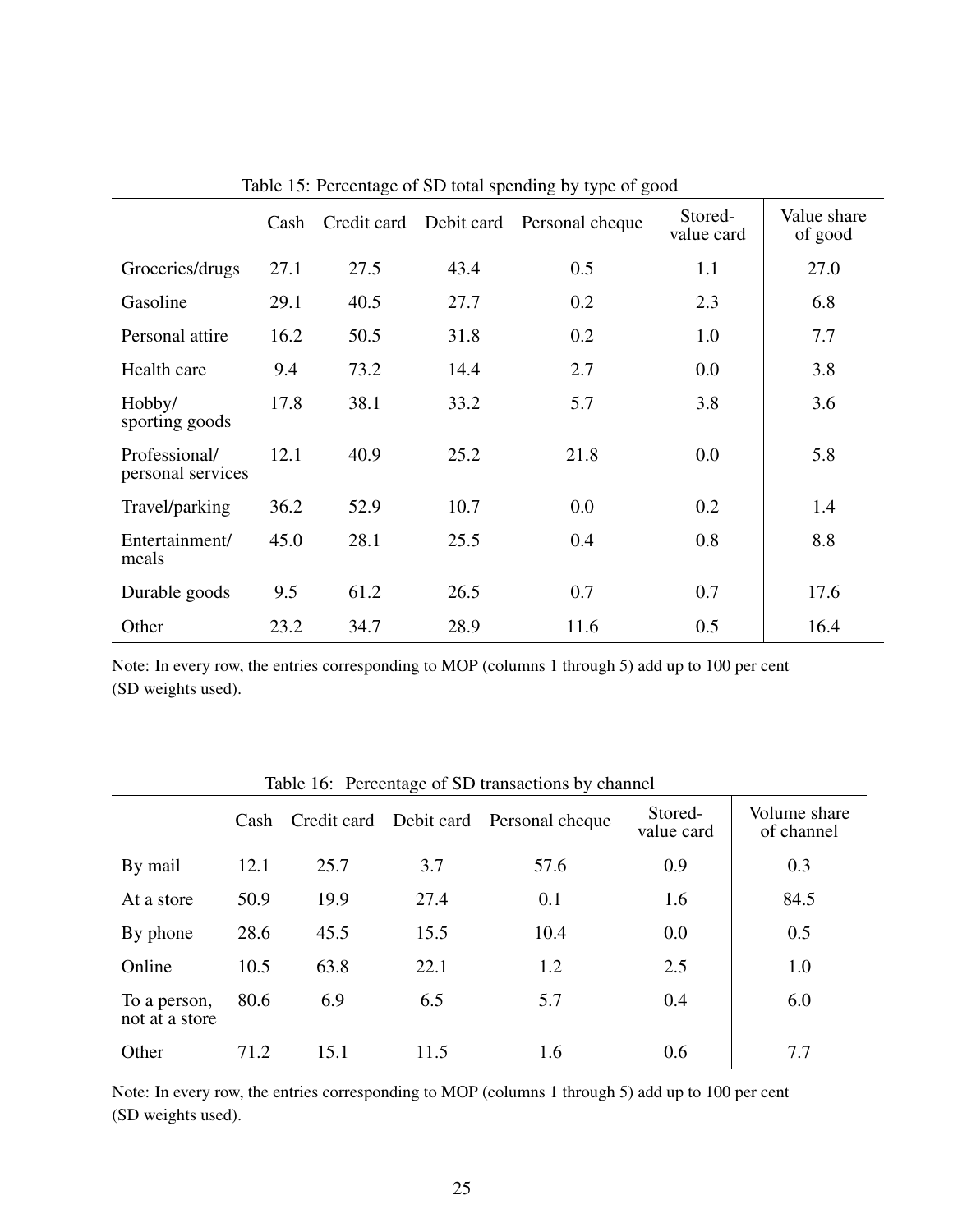Table 15: Percentage of SD total spending by type of good

| | Cash | Credit card | Debit card | Personal cheque | Stored-value card | Value share of good |
|---|---|---|---|---|---|---|
| Groceries/drugs | 27.1 | 27.5 | 43.4 | 0.5 | 1.1 | 27.0 |
| Gasoline | 29.1 | 40.5 | 27.7 | 0.2 | 2.3 | 6.8 |
| Personal attire | 16.2 | 50.5 | 31.8 | 0.2 | 1.0 | 7.7 |
| Health care | 9.4 | 73.2 | 14.4 | 2.7 | 0.0 | 3.8 |
| Hobby/ sporting goods | 17.8 | 38.1 | 33.2 | 5.7 | 3.8 | 3.6 |
| Professional/ personal services | 12.1 | 40.9 | 25.2 | 21.8 | 0.0 | 5.8 |
| Travel/parking | 36.2 | 52.9 | 10.7 | 0.0 | 0.2 | 1.4 |
| Entertainment/ meals | 45.0 | 28.1 | 25.5 | 0.4 | 0.8 | 8.8 |
| Durable goods | 9.5 | 61.2 | 26.5 | 0.7 | 0.7 | 17.6 |
| Other | 23.2 | 34.7 | 28.9 | 11.6 | 0.5 | 16.4 |

Note: In every row, the entries corresponding to MOP (columns 1 through 5) add up to 100 per cent (SD weights used).

Table 16: Percentage of SD transactions by channel

| | Cash | Credit card | Debit card | Personal cheque | Stored-value card | Volume share of channel |
|---|---|---|---|---|---|---|
| By mail | 12.1 | 25.7 | 3.7 | 57.6 | 0.9 | 0.3 |
| At a store | 50.9 | 19.9 | 27.4 | 0.1 | 1.6 | 84.5 |
| By phone | 28.6 | 45.5 | 15.5 | 10.4 | 0.0 | 0.5 |
| Online | 10.5 | 63.8 | 22.1 | 1.2 | 2.5 | 1.0 |
| To a person, not at a store | 80.6 | 6.9 | 6.5 | 5.7 | 0.4 | 6.0 |
| Other | 71.2 | 15.1 | 11.5 | 1.6 | 0.6 | 7.7 |

Note: In every row, the entries corresponding to MOP (columns 1 through 5) add up to 100 per cent (SD weights used).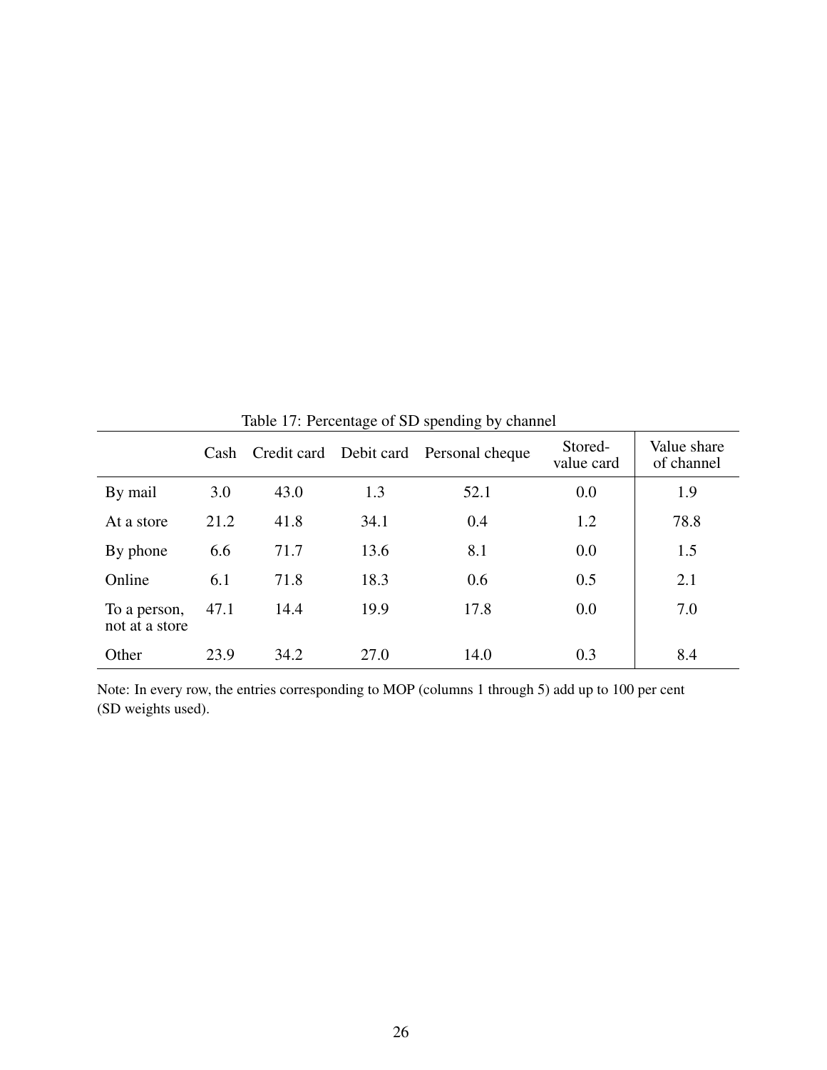Table 17: Percentage of SD spending by channel

| | Cash | Credit card | Debit card | Personal cheque | Stored-value card | Value share of channel |
|---|---|---|---|---|---|---|
| By mail | 3.0 | 43.0 | 1.3 | 52.1 | 0.0 | 1.9 |
| At a store | 21.2 | 41.8 | 34.1 | 0.4 | 1.2 | 78.8 |
| By phone | 6.6 | 71.7 | 13.6 | 8.1 | 0.0 | 1.5 |
| Online | 6.1 | 71.8 | 18.3 | 0.6 | 0.5 | 2.1 |
| To a person, not at a store | 47.1 | 14.4 | 19.9 | 17.8 | 0.0 | 7.0 |
| Other | 23.9 | 34.2 | 27.0 | 14.0 | 0.3 | 8.4 |

Note: In every row, the entries corresponding to MOP (columns 1 through 5) add up to 100 per cent (SD weights used).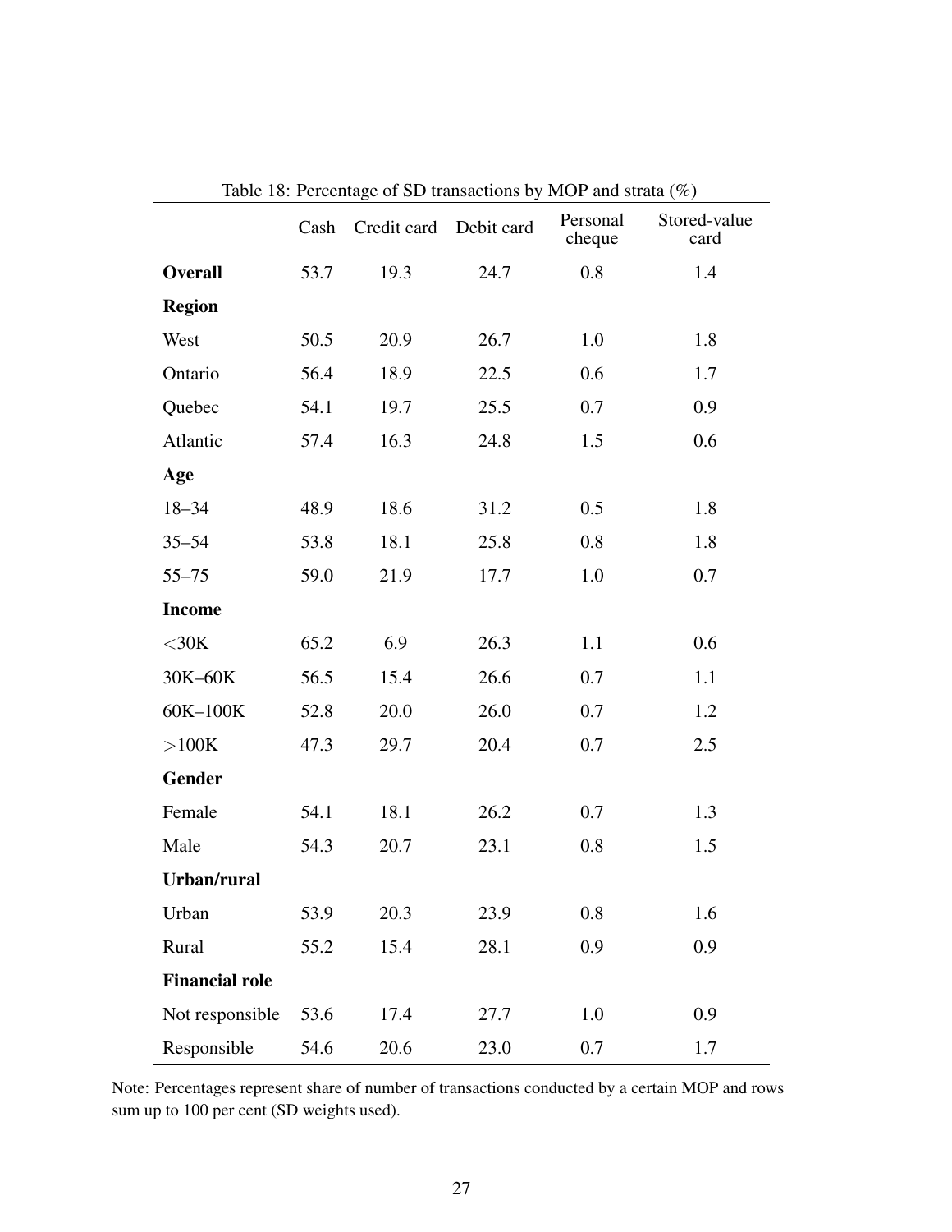Table 18: Percentage of SD transactions by MOP and strata (%)

| | Cash | Credit card | Debit card | Personal cheque | Stored-value card |
|---|---|---|---|---|---|
| **Overall** | 53.7 | 19.3 | 24.7 | 0.8 | 1.4 |
| **Region** | | | | | |
| West | 50.5 | 20.9 | 26.7 | 1.0 | 1.8 |
| Ontario | 56.4 | 18.9 | 22.5 | 0.6 | 1.7 |
| Quebec | 54.1 | 19.7 | 25.5 | 0.7 | 0.9 |
| Atlantic | 57.4 | 16.3 | 24.8 | 1.5 | 0.6 |
| **Age** | | | | | |
| 18–34 | 48.9 | 18.6 | 31.2 | 0.5 | 1.8 |
| 35–54 | 53.8 | 18.1 | 25.8 | 0.8 | 1.8 |
| 55–75 | 59.0 | 21.9 | 17.7 | 1.0 | 0.7 |
| **Income** | | | | | |
| <30K | 65.2 | 6.9 | 26.3 | 1.1 | 0.6 |
| 30K–60K | 56.5 | 15.4 | 26.6 | 0.7 | 1.1 |
| 60K–100K | 52.8 | 20.0 | 26.0 | 0.7 | 1.2 |
| >100K | 47.3 | 29.7 | 20.4 | 0.7 | 2.5 |
| **Gender** | | | | | |
| Female | 54.1 | 18.1 | 26.2 | 0.7 | 1.3 |
| Male | 54.3 | 20.7 | 23.1 | 0.8 | 1.5 |
| **Urban/rural** | | | | | |
| Urban | 53.9 | 20.3 | 23.9 | 0.8 | 1.6 |
| Rural | 55.2 | 15.4 | 28.1 | 0.9 | 0.9 |
| **Financial role** | | | | | |
| Not responsible | 53.6 | 17.4 | 27.7 | 1.0 | 0.9 |
| Responsible | 54.6 | 20.6 | 23.0 | 0.7 | 1.7 |

Note: Percentages represent share of number of transactions conducted by a certain MOP and rows sum up to 100 per cent (SD weights used).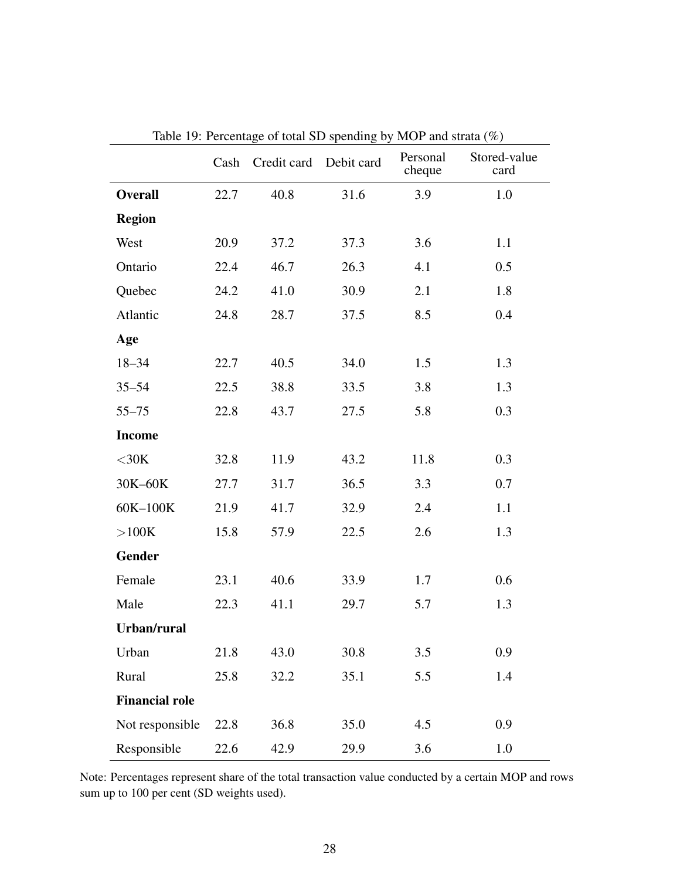Table 19: Percentage of total SD spending by MOP and strata (%)

| | Cash | Credit card | Debit card | Personal cheque | Stored-value card |
|---|---|---|---|---|---|
| **Overall** | 22.7 | 40.8 | 31.6 | 3.9 | 1.0 |
| **Region** | | | | | |
| West | 20.9 | 37.2 | 37.3 | 3.6 | 1.1 |
| Ontario | 22.4 | 46.7 | 26.3 | 4.1 | 0.5 |
| Quebec | 24.2 | 41.0 | 30.9 | 2.1 | 1.8 |
| Atlantic | 24.8 | 28.7 | 37.5 | 8.5 | 0.4 |
| **Age** | | | | | |
| 18–34 | 22.7 | 40.5 | 34.0 | 1.5 | 1.3 |
| 35–54 | 22.5 | 38.8 | 33.5 | 3.8 | 1.3 |
| 55–75 | 22.8 | 43.7 | 27.5 | 5.8 | 0.3 |
| **Income** | | | | | |
| <30K | 32.8 | 11.9 | 43.2 | 11.8 | 0.3 |
| 30K–60K | 27.7 | 31.7 | 36.5 | 3.3 | 0.7 |
| 60K–100K | 21.9 | 41.7 | 32.9 | 2.4 | 1.1 |
| >100K | 15.8 | 57.9 | 22.5 | 2.6 | 1.3 |
| **Gender** | | | | | |
| Female | 23.1 | 40.6 | 33.9 | 1.7 | 0.6 |
| Male | 22.3 | 41.1 | 29.7 | 5.7 | 1.3 |
| **Urban/rural** | | | | | |
| Urban | 21.8 | 43.0 | 30.8 | 3.5 | 0.9 |
| Rural | 25.8 | 32.2 | 35.1 | 5.5 | 1.4 |
| **Financial role** | | | | | |
| Not responsible | 22.8 | 36.8 | 35.0 | 4.5 | 0.9 |
| Responsible | 22.6 | 42.9 | 29.9 | 3.6 | 1.0 |

Note: Percentages represent share of the total transaction value conducted by a certain MOP and rows sum up to 100 per cent (SD weights used).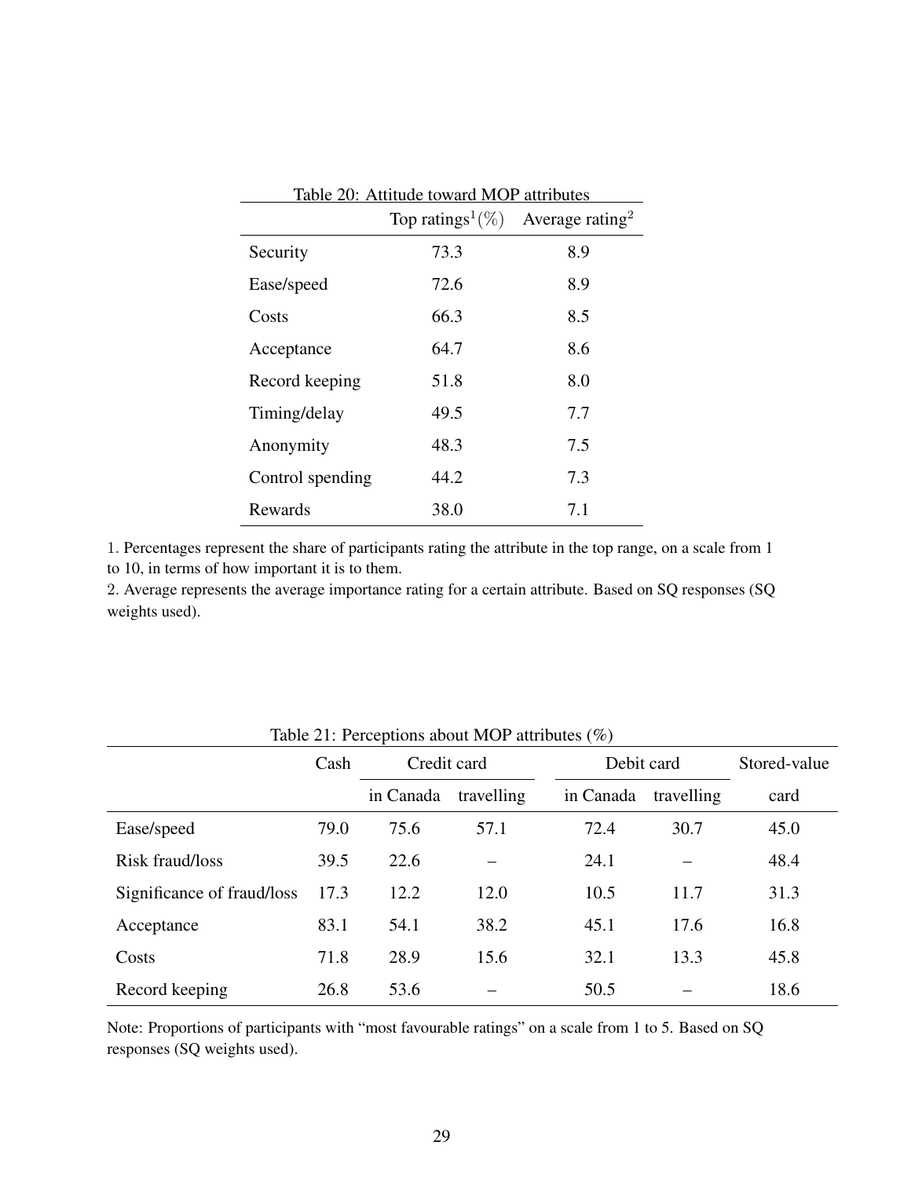Table 20: Attitude toward MOP attributes

| | Top ratings[1] (%) | Average rating[2] |
|---|---|---|
| Security | 73.3 | 8.9 |
| Ease/speed | 72.6 | 8.9 |
| Costs | 66.3 | 8.5 |
| Acceptance | 64.7 | 8.6 |
| Record keeping | 51.8 | 8.0 |
| Timing/delay | 49.5 | 7.7 |
| Anonymity | 48.3 | 7.5 |
| Control spending | 44.2 | 7.3 |
| Rewards | 38.0 | 7.1 |

1. Percentages represent the share of participants rating the attribute in the top range, on a scale from 1 to 10, in terms of how important it is to them.
2. Average represents the average importance rating for a certain attribute. Based on SQ responses (SQ weights used).

Table 21: Perceptions about MOP attributes (%)

| | Cash | Credit card | | Debit card | | Stored-value |
|---|---|---|---|---|---|---|
| | | in Canada | travelling | in Canada | travelling | card |
| Ease/speed | 79.0 | 75.6 | 57.1 | 72.4 | 30.7 | 45.0 |
| Risk fraud/loss | 39.5 | 22.6 | – | 24.1 | – | 48.4 |
| Significance of fraud/loss | 17.3 | 12.2 | 12.0 | 10.5 | 11.7 | 31.3 |
| Acceptance | 83.1 | 54.1 | 38.2 | 45.1 | 17.6 | 16.8 |
| Costs | 71.8 | 28.9 | 15.6 | 32.1 | 13.3 | 45.8 |
| Record keeping | 26.8 | 53.6 | – | 50.5 | – | 18.6 |

Note: Proportions of participants with "most favourable ratings" on a scale from 1 to 5. Based on SQ responses (SQ weights used).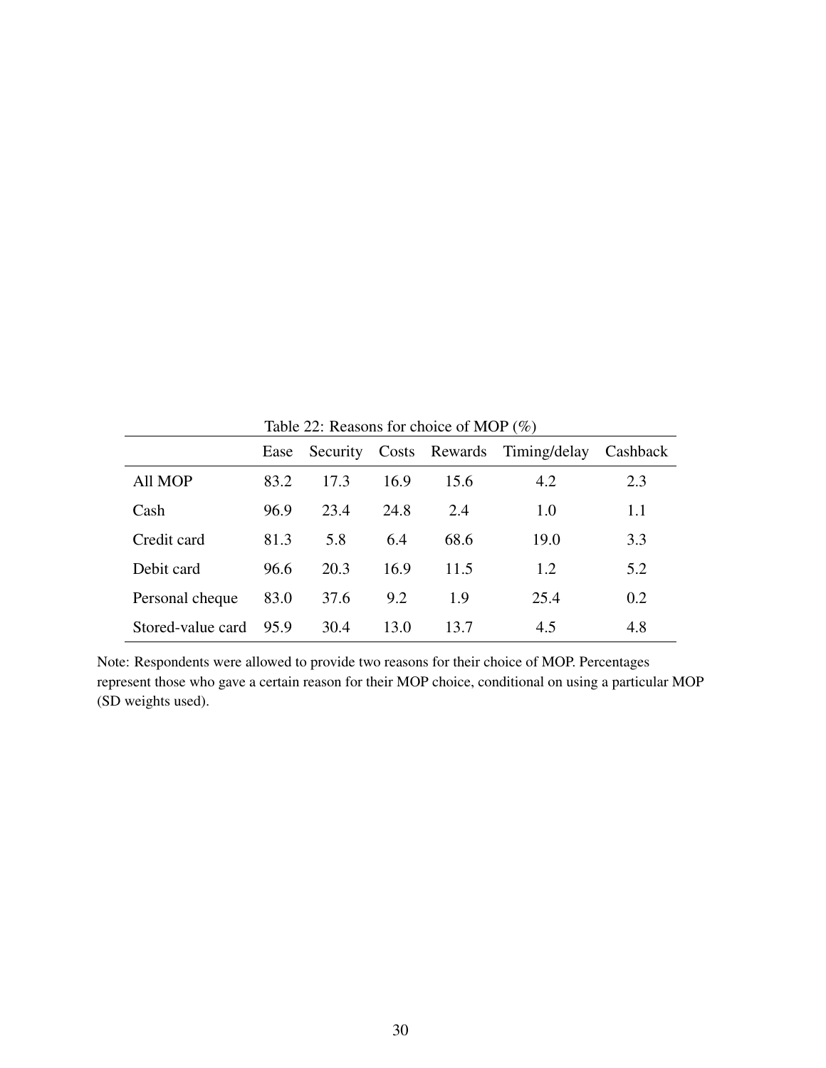Table 22: Reasons for choice of MOP (%)

| | Ease | Security | Costs | Rewards | Timing/delay | Cashback |
|---|---|---|---|---|---|---|
| All MOP | 83.2 | 17.3 | 16.9 | 15.6 | 4.2 | 2.3 |
| Cash | 96.9 | 23.4 | 24.8 | 2.4 | 1.0 | 1.1 |
| Credit card | 81.3 | 5.8 | 6.4 | 68.6 | 19.0 | 3.3 |
| Debit card | 96.6 | 20.3 | 16.9 | 11.5 | 1.2 | 5.2 |
| Personal cheque | 83.0 | 37.6 | 9.2 | 1.9 | 25.4 | 0.2 |
| Stored-value card | 95.9 | 30.4 | 13.0 | 13.7 | 4.5 | 4.8 |

Note: Respondents were allowed to provide two reasons for their choice of MOP. Percentages represent those who gave a certain reason for their MOP choice, conditional on using a particular MOP (SD weights used).